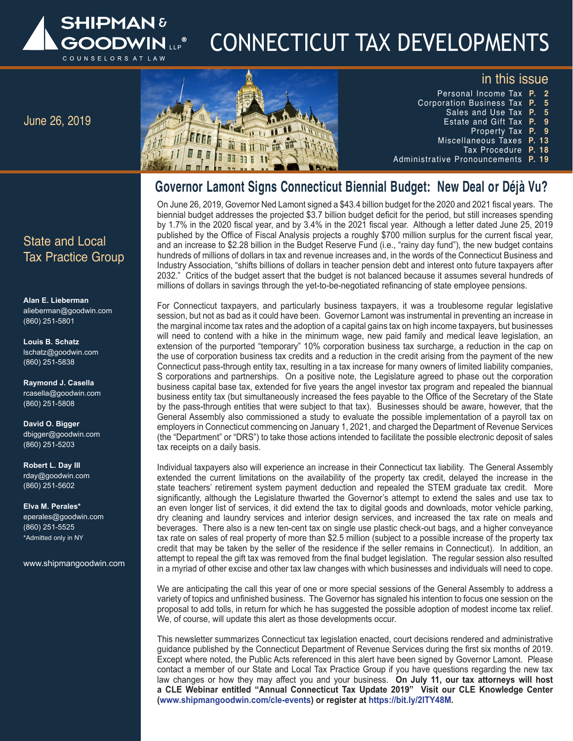# CONNECTICUT TAX DEVELOPMENTS

SHIPMAN & GOODWIN LLP®
COUNSELORS AT LAW

June 26, 2019

## in this issue

- Personal Income Tax **P. 2**
- Corporation Business Tax **P. 5**
- Sales and Use Tax **P. 5**
- Estate and Gift Tax **P. 9**
- Property Tax **P. 9**
- Miscellaneous Taxes **P. 13**
- Tax Procedure **P. 18**
- Administrative Pronouncements **P. 19**

## State and Local Tax Practice Group

**Alan E. Lieberman**
alieberman@goodwin.com
(860) 251-5801

**Louis B. Schatz**
lschatz@goodwin.com
(860) 251-5838

**Raymond J. Casella**
rcasella@goodwin.com
(860) 251-5808

**David O. Bigger**
dbigger@goodwin.com
(860) 251-5203

**Robert L. Day III**
rday@goodwin.com
(860) 251-5602

**Elva M. Perales***
eperales@goodwin.com
(860) 251-5525
*Admitted only in NY

www.shipmangoodwin.com

## Governor Lamont Signs Connecticut Biennial Budget: New Deal or Déjà Vu?

On June 26, 2019, Governor Ned Lamont signed a $43.4 billion budget for the 2020 and 2021 fiscal years. The biennial budget addresses the projected $3.7 billion budget deficit for the period, but still increases spending by 1.7% in the 2020 fiscal year, and by 3.4% in the 2021 fiscal year. Although a letter dated June 25, 2019 published by the Office of Fiscal Analysis projects a roughly $700 million surplus for the current fiscal year, and an increase to $2.28 billion in the Budget Reserve Fund (i.e., "rainy day fund"), the new budget contains hundreds of millions of dollars in tax and revenue increases and, in the words of the Connecticut Business and Industry Association, "shifts billions of dollars in teacher pension debt and interest onto future taxpayers after 2032." Critics of the budget assert that the budget is not balanced because it assumes several hundreds of millions of dollars in savings through the yet-to-be-negotiated refinancing of state employee pensions.

For Connecticut taxpayers, and particularly business taxpayers, it was a troublesome regular legislative session, but not as bad as it could have been. Governor Lamont was instrumental in preventing an increase in the marginal income tax rates and the adoption of a capital gains tax on high income taxpayers, but businesses will need to contend with a hike in the minimum wage, new paid family and medical leave legislation, an extension of the purported "temporary" 10% corporation business tax surcharge, a reduction in the cap on the use of corporation business tax credits and a reduction in the credit arising from the payment of the new Connecticut pass-through entity tax, resulting in a tax increase for many owners of limited liability companies, S corporations and partnerships. On a positive note, the Legislature agreed to phase out the corporation business capital base tax, extended for five years the angel investor tax program and repealed the biannual business entity tax (but simultaneously increased the fees payable to the Office of the Secretary of the State by the pass-through entities that were subject to that tax). Businesses should be aware, however, that the General Assembly also commissioned a study to evaluate the possible implementation of a payroll tax on employers in Connecticut commencing on January 1, 2021, and charged the Department of Revenue Services (the "Department" or "DRS") to take those actions intended to facilitate the possible electronic deposit of sales tax receipts on a daily basis.

Individual taxpayers also will experience an increase in their Connecticut tax liability. The General Assembly extended the current limitations on the availability of the property tax credit, delayed the increase in the state teachers' retirement system payment deduction and repealed the STEM graduate tax credit. More significantly, although the Legislature thwarted the Governor's attempt to extend the sales and use tax to an even longer list of services, it did extend the tax to digital goods and downloads, motor vehicle parking, dry cleaning and laundry services and interior design services, and increased the tax rate on meals and beverages. There also is a new ten-cent tax on single use plastic check-out bags, and a higher conveyance tax rate on sales of real property of more than $2.5 million (subject to a possible increase of the property tax credit that may be taken by the seller of the residence if the seller remains in Connecticut). In addition, an attempt to repeal the gift tax was removed from the final budget legislation. The regular session also resulted in a myriad of other excise and other tax law changes with which businesses and individuals will need to cope.

We are anticipating the call this year of one or more special sessions of the General Assembly to address a variety of topics and unfinished business. The Governor has signaled his intention to focus one session on the proposal to add tolls, in return for which he has suggested the possible adoption of modest income tax relief. We, of course, will update this alert as those developments occur.

This newsletter summarizes Connecticut tax legislation enacted, court decisions rendered and administrative guidance published by the Connecticut Department of Revenue Services during the first six months of 2019. Except where noted, the Public Acts referenced in this alert have been signed by Governor Lamont. Please contact a member of our State and Local Tax Practice Group if you have questions regarding the new tax law changes or how they may affect you and your business. **On July 11, our tax attorneys will host a CLE Webinar entitled "Annual Connecticut Tax Update 2019" Visit our CLE Knowledge Center (www.shipmangoodwin.com/cle-events) or register at https://bit.ly/2ITY48M.**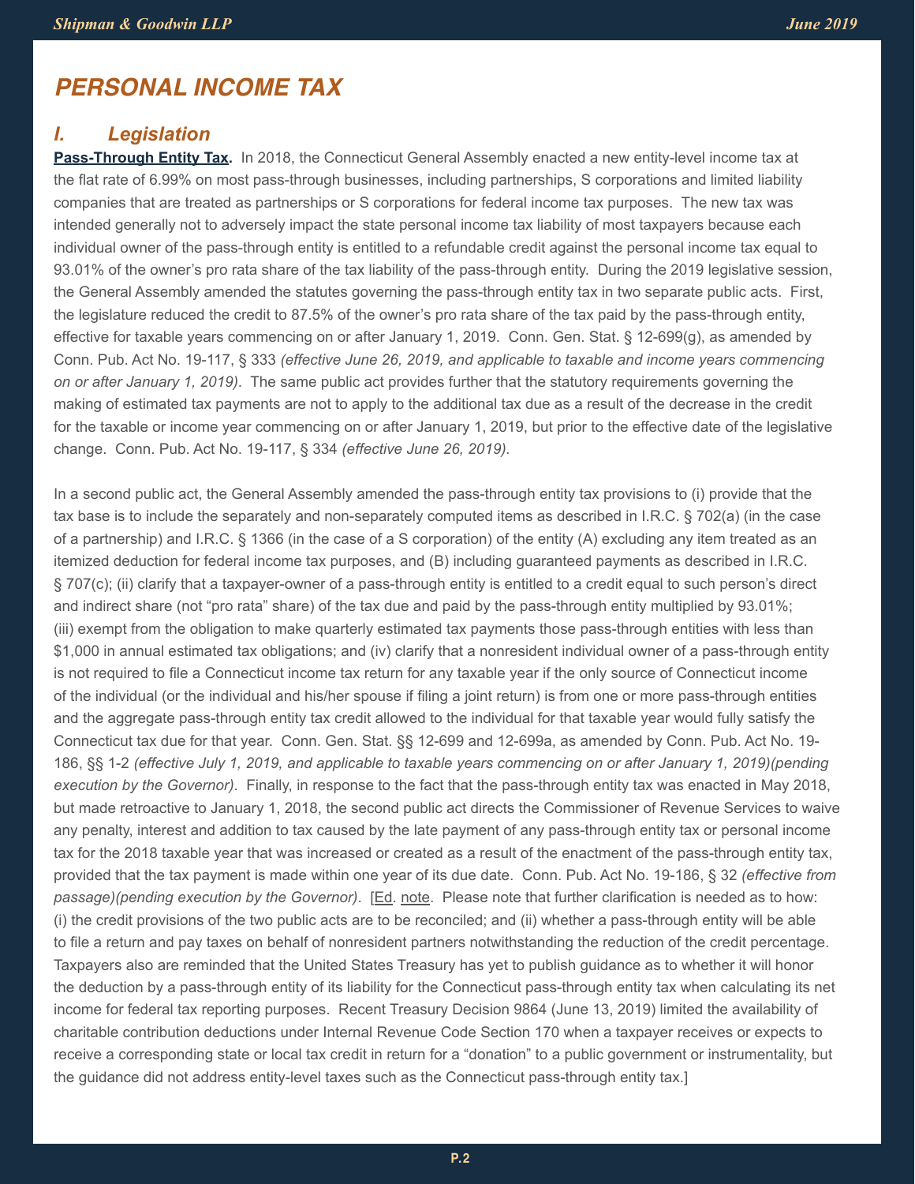# PERSONAL INCOME TAX

## I. Legislation

**Pass-Through Entity Tax.** In 2018, the Connecticut General Assembly enacted a new entity-level income tax at the flat rate of 6.99% on most pass-through businesses, including partnerships, S corporations and limited liability companies that are treated as partnerships or S corporations for federal income tax purposes. The new tax was intended generally not to adversely impact the state personal income tax liability of most taxpayers because each individual owner of the pass-through entity is entitled to a refundable credit against the personal income tax equal to 93.01% of the owner's pro rata share of the tax liability of the pass-through entity. During the 2019 legislative session, the General Assembly amended the statutes governing the pass-through entity tax in two separate public acts. First, the legislature reduced the credit to 87.5% of the owner's pro rata share of the tax paid by the pass-through entity, effective for taxable years commencing on or after January 1, 2019. Conn. Gen. Stat. § 12-699(g), as amended by Conn. Pub. Act No. 19-117, § 333 *(effective June 26, 2019, and applicable to taxable and income years commencing on or after January 1, 2019)*. The same public act provides further that the statutory requirements governing the making of estimated tax payments are not to apply to the additional tax due as a result of the decrease in the credit for the taxable or income year commencing on or after January 1, 2019, but prior to the effective date of the legislative change. Conn. Pub. Act No. 19-117, § 334 *(effective June 26, 2019).*

In a second public act, the General Assembly amended the pass-through entity tax provisions to (i) provide that the tax base is to include the separately and non-separately computed items as described in I.R.C. § 702(a) (in the case of a partnership) and I.R.C. § 1366 (in the case of a S corporation) of the entity (A) excluding any item treated as an itemized deduction for federal income tax purposes, and (B) including guaranteed payments as described in I.R.C. § 707(c); (ii) clarify that a taxpayer-owner of a pass-through entity is entitled to a credit equal to such person's direct and indirect share (not "pro rata" share) of the tax due and paid by the pass-through entity multiplied by 93.01%; (iii) exempt from the obligation to make quarterly estimated tax payments those pass-through entities with less than $1,000 in annual estimated tax obligations; and (iv) clarify that a nonresident individual owner of a pass-through entity is not required to file a Connecticut income tax return for any taxable year if the only source of Connecticut income of the individual (or the individual and his/her spouse if filing a joint return) is from one or more pass-through entities and the aggregate pass-through entity tax credit allowed to the individual for that taxable year would fully satisfy the Connecticut tax due for that year. Conn. Gen. Stat. §§ 12-699 and 12-699a, as amended by Conn. Pub. Act No. 19-186, §§ 1-2 *(effective July 1, 2019, and applicable to taxable years commencing on or after January 1, 2019)(pending execution by the Governor)*. Finally, in response to the fact that the pass-through entity tax was enacted in May 2018, but made retroactive to January 1, 2018, the second public act directs the Commissioner of Revenue Services to waive any penalty, interest and addition to tax caused by the late payment of any pass-through entity tax or personal income tax for the 2018 taxable year that was increased or created as a result of the enactment of the pass-through entity tax, provided that the tax payment is made within one year of its due date. Conn. Pub. Act No. 19-186, § 32 *(effective from passage)(pending execution by the Governor)*. [Ed. note. Please note that further clarification is needed as to how: (i) the credit provisions of the two public acts are to be reconciled; and (ii) whether a pass-through entity will be able to file a return and pay taxes on behalf of nonresident partners notwithstanding the reduction of the credit percentage. Taxpayers also are reminded that the United States Treasury has yet to publish guidance as to whether it will honor the deduction by a pass-through entity of its liability for the Connecticut pass-through entity tax when calculating its net income for federal tax reporting purposes. Recent Treasury Decision 9864 (June 13, 2019) limited the availability of charitable contribution deductions under Internal Revenue Code Section 170 when a taxpayer receives or expects to receive a corresponding state or local tax credit in return for a "donation" to a public government or instrumentality, but the guidance did not address entity-level taxes such as the Connecticut pass-through entity tax.]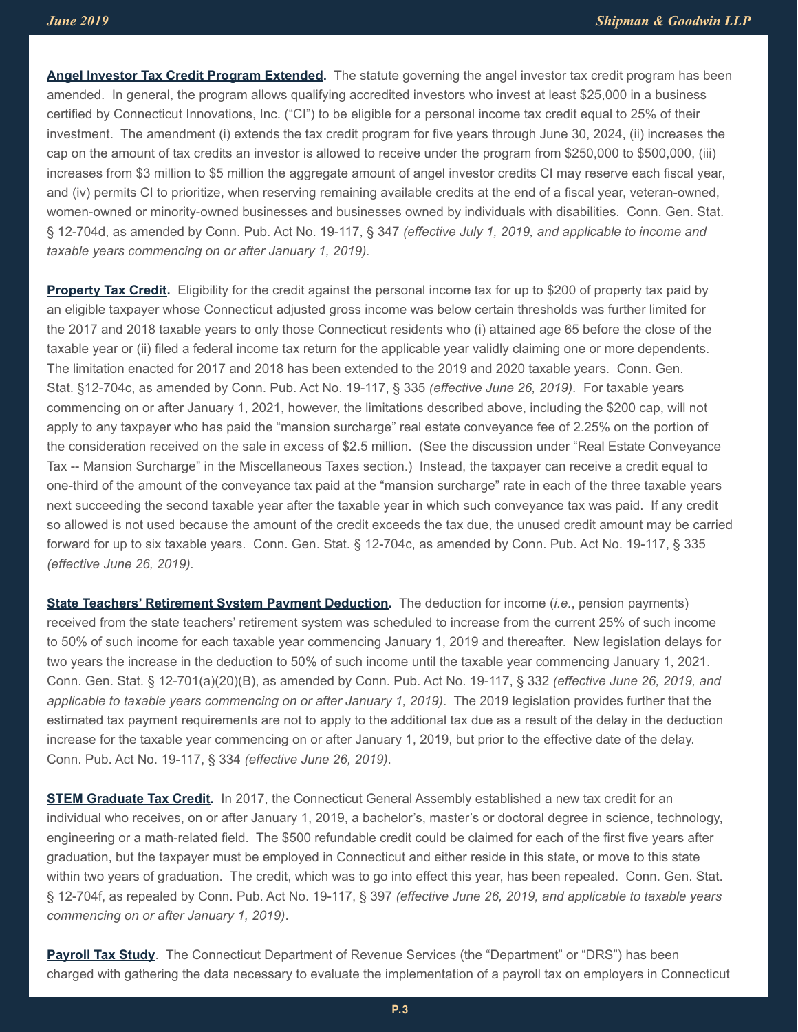**Angel Investor Tax Credit Program Extended.** The statute governing the angel investor tax credit program has been amended. In general, the program allows qualifying accredited investors who invest at least $25,000 in a business certified by Connecticut Innovations, Inc. ("CI") to be eligible for a personal income tax credit equal to 25% of their investment. The amendment (i) extends the tax credit program for five years through June 30, 2024, (ii) increases the cap on the amount of tax credits an investor is allowed to receive under the program from $250,000 to $500,000, (iii) increases from $3 million to $5 million the aggregate amount of angel investor credits CI may reserve each fiscal year, and (iv) permits CI to prioritize, when reserving remaining available credits at the end of a fiscal year, veteran-owned, women-owned or minority-owned businesses and businesses owned by individuals with disabilities. Conn. Gen. Stat. § 12-704d, as amended by Conn. Pub. Act No. 19-117, § 347 *(effective July 1, 2019, and applicable to income and taxable years commencing on or after January 1, 2019).*

**Property Tax Credit.** Eligibility for the credit against the personal income tax for up to $200 of property tax paid by an eligible taxpayer whose Connecticut adjusted gross income was below certain thresholds was further limited for the 2017 and 2018 taxable years to only those Connecticut residents who (i) attained age 65 before the close of the taxable year or (ii) filed a federal income tax return for the applicable year validly claiming one or more dependents. The limitation enacted for 2017 and 2018 has been extended to the 2019 and 2020 taxable years. Conn. Gen. Stat. §12-704c, as amended by Conn. Pub. Act No. 19-117, § 335 *(effective June 26, 2019)*. For taxable years commencing on or after January 1, 2021, however, the limitations described above, including the $200 cap, will not apply to any taxpayer who has paid the "mansion surcharge" real estate conveyance fee of 2.25% on the portion of the consideration received on the sale in excess of $2.5 million. (See the discussion under "Real Estate Conveyance Tax -- Mansion Surcharge" in the Miscellaneous Taxes section.) Instead, the taxpayer can receive a credit equal to one-third of the amount of the conveyance tax paid at the "mansion surcharge" rate in each of the three taxable years next succeeding the second taxable year after the taxable year in which such conveyance tax was paid. If any credit so allowed is not used because the amount of the credit exceeds the tax due, the unused credit amount may be carried forward for up to six taxable years. Conn. Gen. Stat. § 12-704c, as amended by Conn. Pub. Act No. 19-117, § 335 *(effective June 26, 2019).*

**State Teachers' Retirement System Payment Deduction.** The deduction for income (*i.e.*, pension payments) received from the state teachers' retirement system was scheduled to increase from the current 25% of such income to 50% of such income for each taxable year commencing January 1, 2019 and thereafter. New legislation delays for two years the increase in the deduction to 50% of such income until the taxable year commencing January 1, 2021. Conn. Gen. Stat. § 12-701(a)(20)(B), as amended by Conn. Pub. Act No. 19-117, § 332 *(effective June 26, 2019, and applicable to taxable years commencing on or after January 1, 2019)*. The 2019 legislation provides further that the estimated tax payment requirements are not to apply to the additional tax due as a result of the delay in the deduction increase for the taxable year commencing on or after January 1, 2019, but prior to the effective date of the delay. Conn. Pub. Act No. 19-117, § 334 *(effective June 26, 2019)*.

**STEM Graduate Tax Credit.** In 2017, the Connecticut General Assembly established a new tax credit for an individual who receives, on or after January 1, 2019, a bachelor's, master's or doctoral degree in science, technology, engineering or a math-related field. The $500 refundable credit could be claimed for each of the first five years after graduation, but the taxpayer must be employed in Connecticut and either reside in this state, or move to this state within two years of graduation. The credit, which was to go into effect this year, has been repealed. Conn. Gen. Stat. § 12-704f, as repealed by Conn. Pub. Act No. 19-117, § 397 *(effective June 26, 2019, and applicable to taxable years commencing on or after January 1, 2019)*.

**Payroll Tax Study**. The Connecticut Department of Revenue Services (the "Department" or "DRS") has been charged with gathering the data necessary to evaluate the implementation of a payroll tax on employers in Connecticut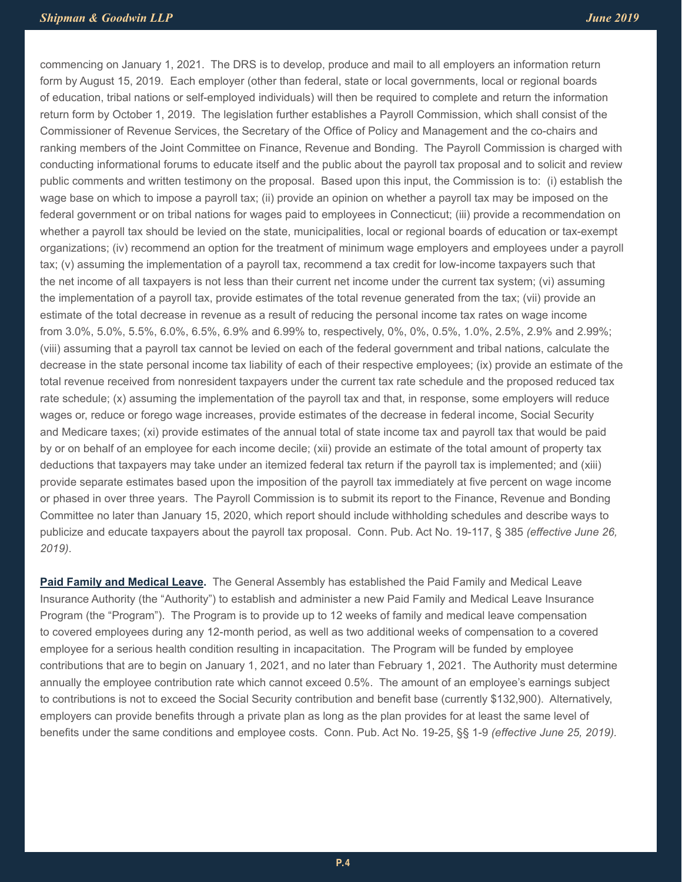commencing on January 1, 2021. The DRS is to develop, produce and mail to all employers an information return form by August 15, 2019. Each employer (other than federal, state or local governments, local or regional boards of education, tribal nations or self-employed individuals) will then be required to complete and return the information return form by October 1, 2019. The legislation further establishes a Payroll Commission, which shall consist of the Commissioner of Revenue Services, the Secretary of the Office of Policy and Management and the co-chairs and ranking members of the Joint Committee on Finance, Revenue and Bonding. The Payroll Commission is charged with conducting informational forums to educate itself and the public about the payroll tax proposal and to solicit and review public comments and written testimony on the proposal. Based upon this input, the Commission is to: (i) establish the wage base on which to impose a payroll tax; (ii) provide an opinion on whether a payroll tax may be imposed on the federal government or on tribal nations for wages paid to employees in Connecticut; (iii) provide a recommendation on whether a payroll tax should be levied on the state, municipalities, local or regional boards of education or tax-exempt organizations; (iv) recommend an option for the treatment of minimum wage employers and employees under a payroll tax; (v) assuming the implementation of a payroll tax, recommend a tax credit for low-income taxpayers such that the net income of all taxpayers is not less than their current net income under the current tax system; (vi) assuming the implementation of a payroll tax, provide estimates of the total revenue generated from the tax; (vii) provide an estimate of the total decrease in revenue as a result of reducing the personal income tax rates on wage income from 3.0%, 5.0%, 5.5%, 6.0%, 6.5%, 6.9% and 6.99% to, respectively, 0%, 0%, 0.5%, 1.0%, 2.5%, 2.9% and 2.99%; (viii) assuming that a payroll tax cannot be levied on each of the federal government and tribal nations, calculate the decrease in the state personal income tax liability of each of their respective employees; (ix) provide an estimate of the total revenue received from nonresident taxpayers under the current tax rate schedule and the proposed reduced tax rate schedule; (x) assuming the implementation of the payroll tax and that, in response, some employers will reduce wages or, reduce or forego wage increases, provide estimates of the decrease in federal income, Social Security and Medicare taxes; (xi) provide estimates of the annual total of state income tax and payroll tax that would be paid by or on behalf of an employee for each income decile; (xii) provide an estimate of the total amount of property tax deductions that taxpayers may take under an itemized federal tax return if the payroll tax is implemented; and (xiii) provide separate estimates based upon the imposition of the payroll tax immediately at five percent on wage income or phased in over three years. The Payroll Commission is to submit its report to the Finance, Revenue and Bonding Committee no later than January 15, 2020, which report should include withholding schedules and describe ways to publicize and educate taxpayers about the payroll tax proposal. Conn. Pub. Act No. 19-117, § 385 *(effective June 26, 2019)*.

**Paid Family and Medical Leave.** The General Assembly has established the Paid Family and Medical Leave Insurance Authority (the "Authority") to establish and administer a new Paid Family and Medical Leave Insurance Program (the "Program"). The Program is to provide up to 12 weeks of family and medical leave compensation to covered employees during any 12-month period, as well as two additional weeks of compensation to a covered employee for a serious health condition resulting in incapacitation. The Program will be funded by employee contributions that are to begin on January 1, 2021, and no later than February 1, 2021. The Authority must determine annually the employee contribution rate which cannot exceed 0.5%. The amount of an employee's earnings subject to contributions is not to exceed the Social Security contribution and benefit base (currently $132,900). Alternatively, employers can provide benefits through a private plan as long as the plan provides for at least the same level of benefits under the same conditions and employee costs. Conn. Pub. Act No. 19-25, §§ 1-9 *(effective June 25, 2019).*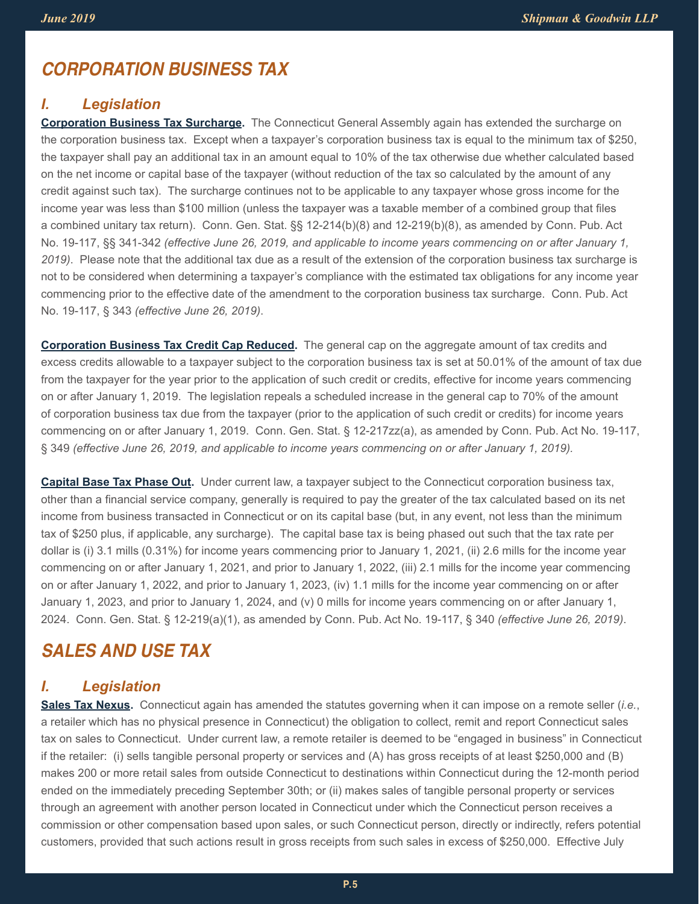# CORPORATION BUSINESS TAX

## I. Legislation

**Corporation Business Tax Surcharge.** The Connecticut General Assembly again has extended the surcharge on the corporation business tax. Except when a taxpayer's corporation business tax is equal to the minimum tax of $250, the taxpayer shall pay an additional tax in an amount equal to 10% of the tax otherwise due whether calculated based on the net income or capital base of the taxpayer (without reduction of the tax so calculated by the amount of any credit against such tax). The surcharge continues not to be applicable to any taxpayer whose gross income for the income year was less than $100 million (unless the taxpayer was a taxable member of a combined group that files a combined unitary tax return). Conn. Gen. Stat. §§ 12-214(b)(8) and 12-219(b)(8), as amended by Conn. Pub. Act No. 19-117, §§ 341-342 *(effective June 26, 2019, and applicable to income years commencing on or after January 1, 2019)*. Please note that the additional tax due as a result of the extension of the corporation business tax surcharge is not to be considered when determining a taxpayer's compliance with the estimated tax obligations for any income year commencing prior to the effective date of the amendment to the corporation business tax surcharge. Conn. Pub. Act No. 19-117, § 343 *(effective June 26, 2019)*.

**Corporation Business Tax Credit Cap Reduced.** The general cap on the aggregate amount of tax credits and excess credits allowable to a taxpayer subject to the corporation business tax is set at 50.01% of the amount of tax due from the taxpayer for the year prior to the application of such credit or credits, effective for income years commencing on or after January 1, 2019. The legislation repeals a scheduled increase in the general cap to 70% of the amount of corporation business tax due from the taxpayer (prior to the application of such credit or credits) for income years commencing on or after January 1, 2019. Conn. Gen. Stat. § 12-217zz(a), as amended by Conn. Pub. Act No. 19-117, § 349 *(effective June 26, 2019, and applicable to income years commencing on or after January 1, 2019).*

**Capital Base Tax Phase Out.** Under current law, a taxpayer subject to the Connecticut corporation business tax, other than a financial service company, generally is required to pay the greater of the tax calculated based on its net income from business transacted in Connecticut or on its capital base (but, in any event, not less than the minimum tax of $250 plus, if applicable, any surcharge). The capital base tax is being phased out such that the tax rate per dollar is (i) 3.1 mills (0.31%) for income years commencing prior to January 1, 2021, (ii) 2.6 mills for the income year commencing on or after January 1, 2021, and prior to January 1, 2022, (iii) 2.1 mills for the income year commencing on or after January 1, 2022, and prior to January 1, 2023, (iv) 1.1 mills for the income year commencing on or after January 1, 2023, and prior to January 1, 2024, and (v) 0 mills for income years commencing on or after January 1, 2024. Conn. Gen. Stat. § 12-219(a)(1), as amended by Conn. Pub. Act No. 19-117, § 340 *(effective June 26, 2019)*.

# SALES AND USE TAX

## I. Legislation

**Sales Tax Nexus.** Connecticut again has amended the statutes governing when it can impose on a remote seller (*i.e.*, a retailer which has no physical presence in Connecticut) the obligation to collect, remit and report Connecticut sales tax on sales to Connecticut. Under current law, a remote retailer is deemed to be "engaged in business" in Connecticut if the retailer: (i) sells tangible personal property or services and (A) has gross receipts of at least $250,000 and (B) makes 200 or more retail sales from outside Connecticut to destinations within Connecticut during the 12-month period ended on the immediately preceding September 30th; or (ii) makes sales of tangible personal property or services through an agreement with another person located in Connecticut under which the Connecticut person receives a commission or other compensation based upon sales, or such Connecticut person, directly or indirectly, refers potential customers, provided that such actions result in gross receipts from such sales in excess of $250,000. Effective July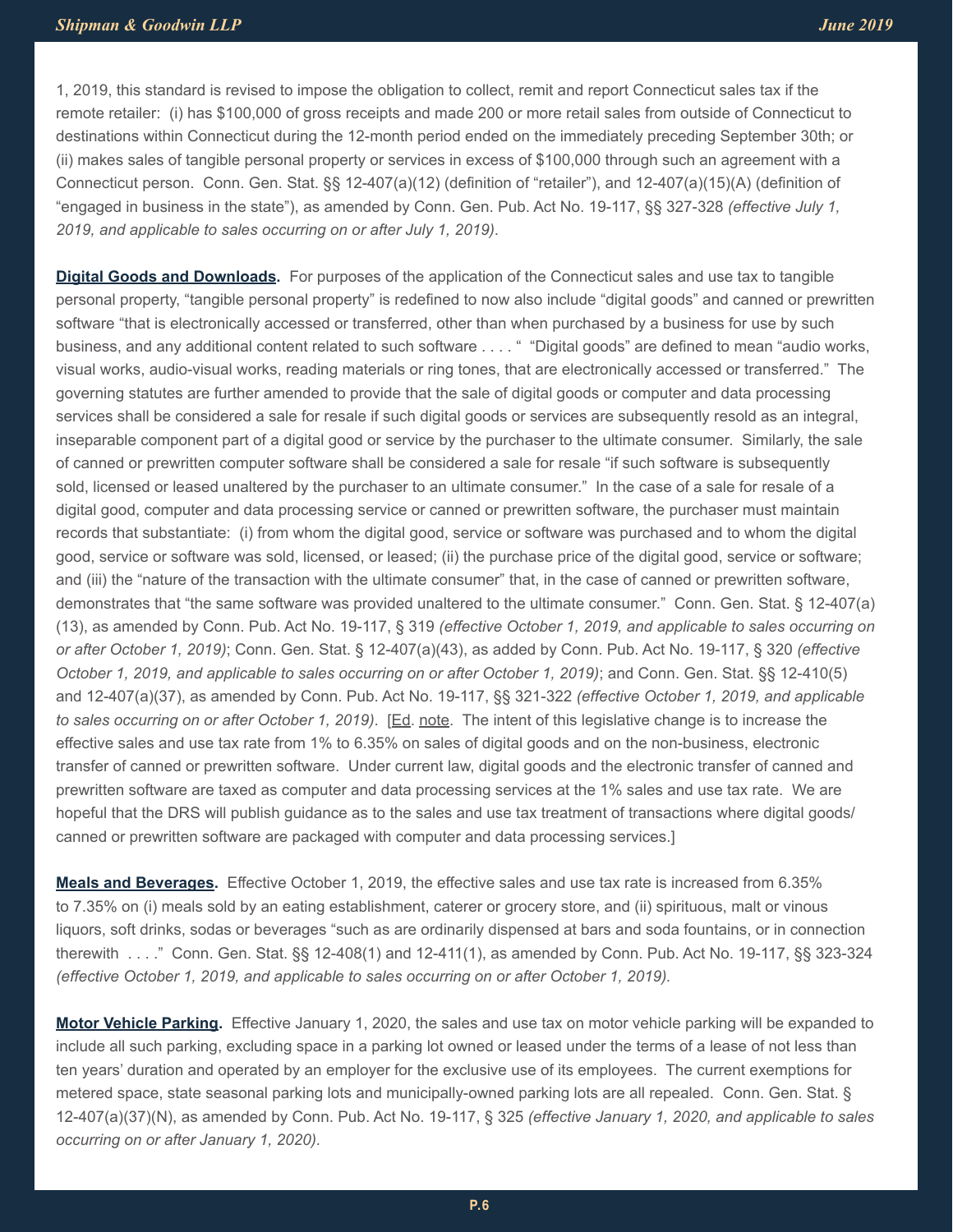1, 2019, this standard is revised to impose the obligation to collect, remit and report Connecticut sales tax if the remote retailer: (i) has $100,000 of gross receipts and made 200 or more retail sales from outside of Connecticut to destinations within Connecticut during the 12-month period ended on the immediately preceding September 30th; or (ii) makes sales of tangible personal property or services in excess of $100,000 through such an agreement with a Connecticut person. Conn. Gen. Stat. §§ 12-407(a)(12) (definition of "retailer"), and 12-407(a)(15)(A) (definition of "engaged in business in the state"), as amended by Conn. Gen. Pub. Act No. 19-117, §§ 327-328 *(effective July 1, 2019, and applicable to sales occurring on or after July 1, 2019)*.

**Digital Goods and Downloads.** For purposes of the application of the Connecticut sales and use tax to tangible personal property, "tangible personal property" is redefined to now also include "digital goods" and canned or prewritten software "that is electronically accessed or transferred, other than when purchased by a business for use by such business, and any additional content related to such software . . . . " "Digital goods" are defined to mean "audio works, visual works, audio-visual works, reading materials or ring tones, that are electronically accessed or transferred." The governing statutes are further amended to provide that the sale of digital goods or computer and data processing services shall be considered a sale for resale if such digital goods or services are subsequently resold as an integral, inseparable component part of a digital good or service by the purchaser to the ultimate consumer. Similarly, the sale of canned or prewritten computer software shall be considered a sale for resale "if such software is subsequently sold, licensed or leased unaltered by the purchaser to an ultimate consumer." In the case of a sale for resale of a digital good, computer and data processing service or canned or prewritten software, the purchaser must maintain records that substantiate: (i) from whom the digital good, service or software was purchased and to whom the digital good, service or software was sold, licensed, or leased; (ii) the purchase price of the digital good, service or software; and (iii) the "nature of the transaction with the ultimate consumer" that, in the case of canned or prewritten software, demonstrates that "the same software was provided unaltered to the ultimate consumer." Conn. Gen. Stat. § 12-407(a)(13), as amended by Conn. Pub. Act No. 19-117, § 319 *(effective October 1, 2019, and applicable to sales occurring on or after October 1, 2019)*; Conn. Gen. Stat. § 12-407(a)(43), as added by Conn. Pub. Act No. 19-117, § 320 *(effective October 1, 2019, and applicable to sales occurring on or after October 1, 2019)*; and Conn. Gen. Stat. §§ 12-410(5) and 12-407(a)(37), as amended by Conn. Pub. Act No. 19-117, §§ 321-322 *(effective October 1, 2019, and applicable to sales occurring on or after October 1, 2019)*. [Ed. note. The intent of this legislative change is to increase the effective sales and use tax rate from 1% to 6.35% on sales of digital goods and on the non-business, electronic transfer of canned or prewritten software. Under current law, digital goods and the electronic transfer of canned and prewritten software are taxed as computer and data processing services at the 1% sales and use tax rate. We are hopeful that the DRS will publish guidance as to the sales and use tax treatment of transactions where digital goods/canned or prewritten software are packaged with computer and data processing services.]

**Meals and Beverages.** Effective October 1, 2019, the effective sales and use tax rate is increased from 6.35% to 7.35% on (i) meals sold by an eating establishment, caterer or grocery store, and (ii) spirituous, malt or vinous liquors, soft drinks, sodas or beverages "such as are ordinarily dispensed at bars and soda fountains, or in connection therewith . . . ." Conn. Gen. Stat. §§ 12-408(1) and 12-411(1), as amended by Conn. Pub. Act No. 19-117, §§ 323-324 *(effective October 1, 2019, and applicable to sales occurring on or after October 1, 2019).*

**Motor Vehicle Parking.** Effective January 1, 2020, the sales and use tax on motor vehicle parking will be expanded to include all such parking, excluding space in a parking lot owned or leased under the terms of a lease of not less than ten years' duration and operated by an employer for the exclusive use of its employees. The current exemptions for metered space, state seasonal parking lots and municipally-owned parking lots are all repealed. Conn. Gen. Stat. § 12-407(a)(37)(N), as amended by Conn. Pub. Act No. 19-117, § 325 *(effective January 1, 2020, and applicable to sales occurring on or after January 1, 2020).*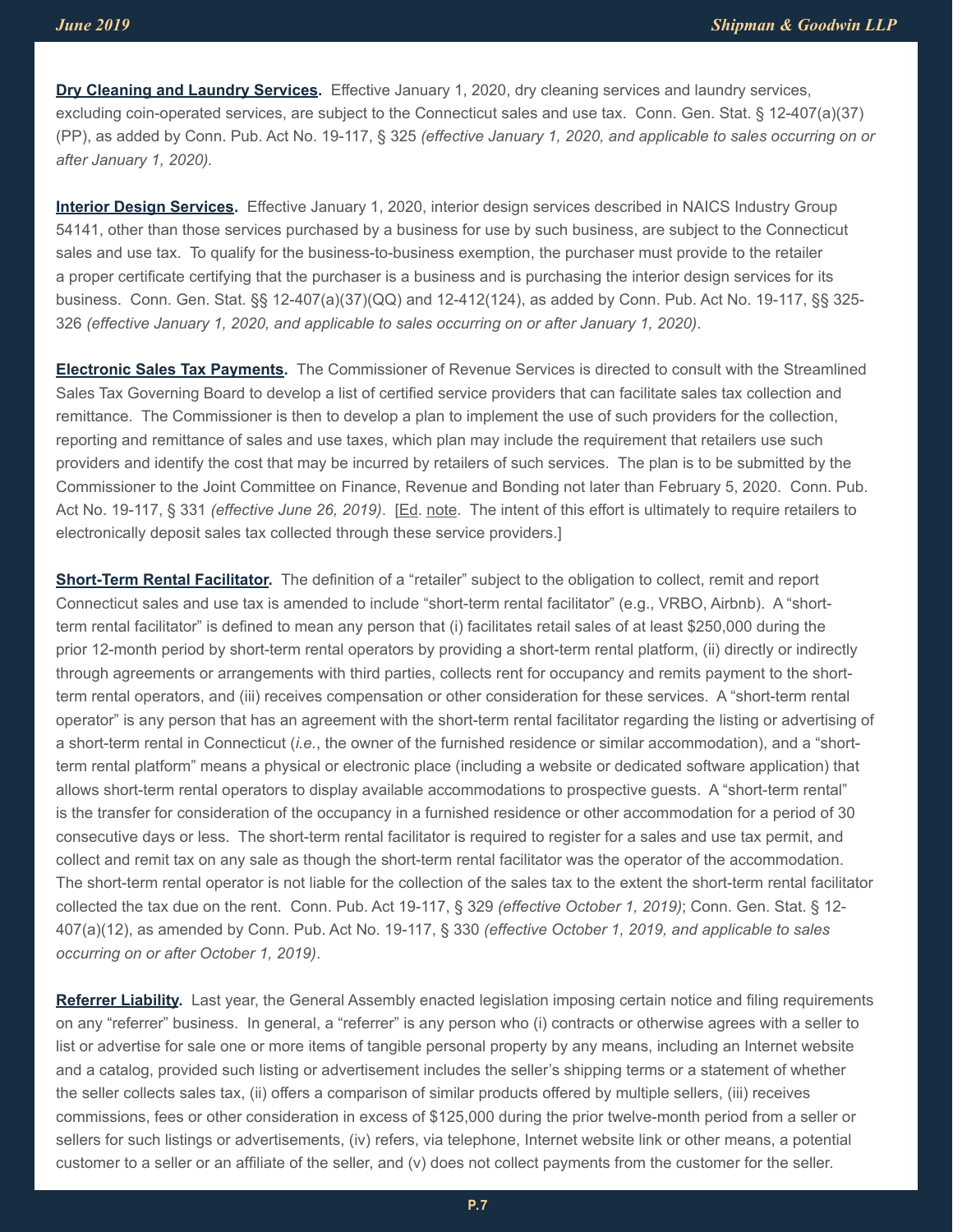**Dry Cleaning and Laundry Services.** Effective January 1, 2020, dry cleaning services and laundry services, excluding coin-operated services, are subject to the Connecticut sales and use tax. Conn. Gen. Stat. § 12-407(a)(37)(PP), as added by Conn. Pub. Act No. 19-117, § 325 *(effective January 1, 2020, and applicable to sales occurring on or after January 1, 2020).*

**Interior Design Services.** Effective January 1, 2020, interior design services described in NAICS Industry Group 54141, other than those services purchased by a business for use by such business, are subject to the Connecticut sales and use tax. To qualify for the business-to-business exemption, the purchaser must provide to the retailer a proper certificate certifying that the purchaser is a business and is purchasing the interior design services for its business. Conn. Gen. Stat. §§ 12-407(a)(37)(QQ) and 12-412(124), as added by Conn. Pub. Act No. 19-117, §§ 325-326 *(effective January 1, 2020, and applicable to sales occurring on or after January 1, 2020)*.

**Electronic Sales Tax Payments.** The Commissioner of Revenue Services is directed to consult with the Streamlined Sales Tax Governing Board to develop a list of certified service providers that can facilitate sales tax collection and remittance. The Commissioner is then to develop a plan to implement the use of such providers for the collection, reporting and remittance of sales and use taxes, which plan may include the requirement that retailers use such providers and identify the cost that may be incurred by retailers of such services. The plan is to be submitted by the Commissioner to the Joint Committee on Finance, Revenue and Bonding not later than February 5, 2020. Conn. Pub. Act No. 19-117, § 331 *(effective June 26, 2019)*. [Ed. note. The intent of this effort is ultimately to require retailers to electronically deposit sales tax collected through these service providers.]

**Short-Term Rental Facilitator.** The definition of a "retailer" subject to the obligation to collect, remit and report Connecticut sales and use tax is amended to include "short-term rental facilitator" (e.g., VRBO, Airbnb). A "short-term rental facilitator" is defined to mean any person that (i) facilitates retail sales of at least $250,000 during the prior 12-month period by short-term rental operators by providing a short-term rental platform, (ii) directly or indirectly through agreements or arrangements with third parties, collects rent for occupancy and remits payment to the short-term rental operators, and (iii) receives compensation or other consideration for these services. A "short-term rental operator" is any person that has an agreement with the short-term rental facilitator regarding the listing or advertising of a short-term rental in Connecticut (*i.e.*, the owner of the furnished residence or similar accommodation), and a "short-term rental platform" means a physical or electronic place (including a website or dedicated software application) that allows short-term rental operators to display available accommodations to prospective guests. A "short-term rental" is the transfer for consideration of the occupancy in a furnished residence or other accommodation for a period of 30 consecutive days or less. The short-term rental facilitator is required to register for a sales and use tax permit, and collect and remit tax on any sale as though the short-term rental facilitator was the operator of the accommodation. The short-term rental operator is not liable for the collection of the sales tax to the extent the short-term rental facilitator collected the tax due on the rent. Conn. Pub. Act 19-117, § 329 *(effective October 1, 2019)*; Conn. Gen. Stat. § 12-407(a)(12), as amended by Conn. Pub. Act No. 19-117, § 330 *(effective October 1, 2019, and applicable to sales occurring on or after October 1, 2019)*.

**Referrer Liability.** Last year, the General Assembly enacted legislation imposing certain notice and filing requirements on any "referrer" business. In general, a "referrer" is any person who (i) contracts or otherwise agrees with a seller to list or advertise for sale one or more items of tangible personal property by any means, including an Internet website and a catalog, provided such listing or advertisement includes the seller's shipping terms or a statement of whether the seller collects sales tax, (ii) offers a comparison of similar products offered by multiple sellers, (iii) receives commissions, fees or other consideration in excess of $125,000 during the prior twelve-month period from a seller or sellers for such listings or advertisements, (iv) refers, via telephone, Internet website link or other means, a potential customer to a seller or an affiliate of the seller, and (v) does not collect payments from the customer for the seller.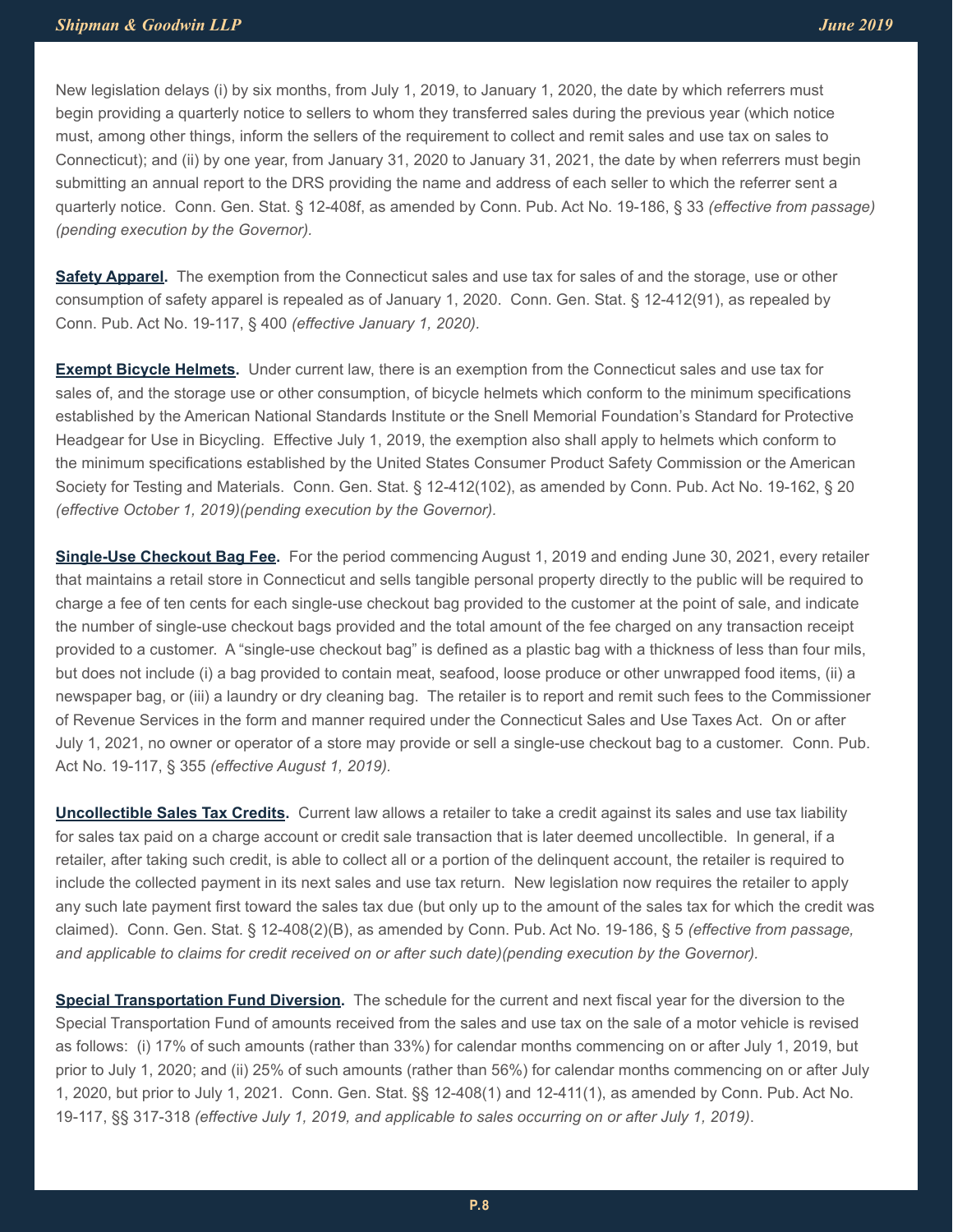New legislation delays (i) by six months, from July 1, 2019, to January 1, 2020, the date by which referrers must begin providing a quarterly notice to sellers to whom they transferred sales during the previous year (which notice must, among other things, inform the sellers of the requirement to collect and remit sales and use tax on sales to Connecticut); and (ii) by one year, from January 31, 2020 to January 31, 2021, the date by when referrers must begin submitting an annual report to the DRS providing the name and address of each seller to which the referrer sent a quarterly notice. Conn. Gen. Stat. § 12-408f, as amended by Conn. Pub. Act No. 19-186, § 33 *(effective from passage) (pending execution by the Governor).*

**Safety Apparel.** The exemption from the Connecticut sales and use tax for sales of and the storage, use or other consumption of safety apparel is repealed as of January 1, 2020. Conn. Gen. Stat. § 12-412(91), as repealed by Conn. Pub. Act No. 19-117, § 400 *(effective January 1, 2020).*

**Exempt Bicycle Helmets.** Under current law, there is an exemption from the Connecticut sales and use tax for sales of, and the storage use or other consumption, of bicycle helmets which conform to the minimum specifications established by the American National Standards Institute or the Snell Memorial Foundation's Standard for Protective Headgear for Use in Bicycling. Effective July 1, 2019, the exemption also shall apply to helmets which conform to the minimum specifications established by the United States Consumer Product Safety Commission or the American Society for Testing and Materials. Conn. Gen. Stat. § 12-412(102), as amended by Conn. Pub. Act No. 19-162, § 20 *(effective October 1, 2019)(pending execution by the Governor).*

**Single-Use Checkout Bag Fee.** For the period commencing August 1, 2019 and ending June 30, 2021, every retailer that maintains a retail store in Connecticut and sells tangible personal property directly to the public will be required to charge a fee of ten cents for each single-use checkout bag provided to the customer at the point of sale, and indicate the number of single-use checkout bags provided and the total amount of the fee charged on any transaction receipt provided to a customer. A "single-use checkout bag" is defined as a plastic bag with a thickness of less than four mils, but does not include (i) a bag provided to contain meat, seafood, loose produce or other unwrapped food items, (ii) a newspaper bag, or (iii) a laundry or dry cleaning bag. The retailer is to report and remit such fees to the Commissioner of Revenue Services in the form and manner required under the Connecticut Sales and Use Taxes Act. On or after July 1, 2021, no owner or operator of a store may provide or sell a single-use checkout bag to a customer. Conn. Pub. Act No. 19-117, § 355 *(effective August 1, 2019).*

**Uncollectible Sales Tax Credits.** Current law allows a retailer to take a credit against its sales and use tax liability for sales tax paid on a charge account or credit sale transaction that is later deemed uncollectible. In general, if a retailer, after taking such credit, is able to collect all or a portion of the delinquent account, the retailer is required to include the collected payment in its next sales and use tax return. New legislation now requires the retailer to apply any such late payment first toward the sales tax due (but only up to the amount of the sales tax for which the credit was claimed). Conn. Gen. Stat. § 12-408(2)(B), as amended by Conn. Pub. Act No. 19-186, § 5 *(effective from passage, and applicable to claims for credit received on or after such date)(pending execution by the Governor).*

**Special Transportation Fund Diversion.** The schedule for the current and next fiscal year for the diversion to the Special Transportation Fund of amounts received from the sales and use tax on the sale of a motor vehicle is revised as follows: (i) 17% of such amounts (rather than 33%) for calendar months commencing on or after July 1, 2019, but prior to July 1, 2020; and (ii) 25% of such amounts (rather than 56%) for calendar months commencing on or after July 1, 2020, but prior to July 1, 2021. Conn. Gen. Stat. §§ 12-408(1) and 12-411(1), as amended by Conn. Pub. Act No. 19-117, §§ 317-318 *(effective July 1, 2019, and applicable to sales occurring on or after July 1, 2019)*.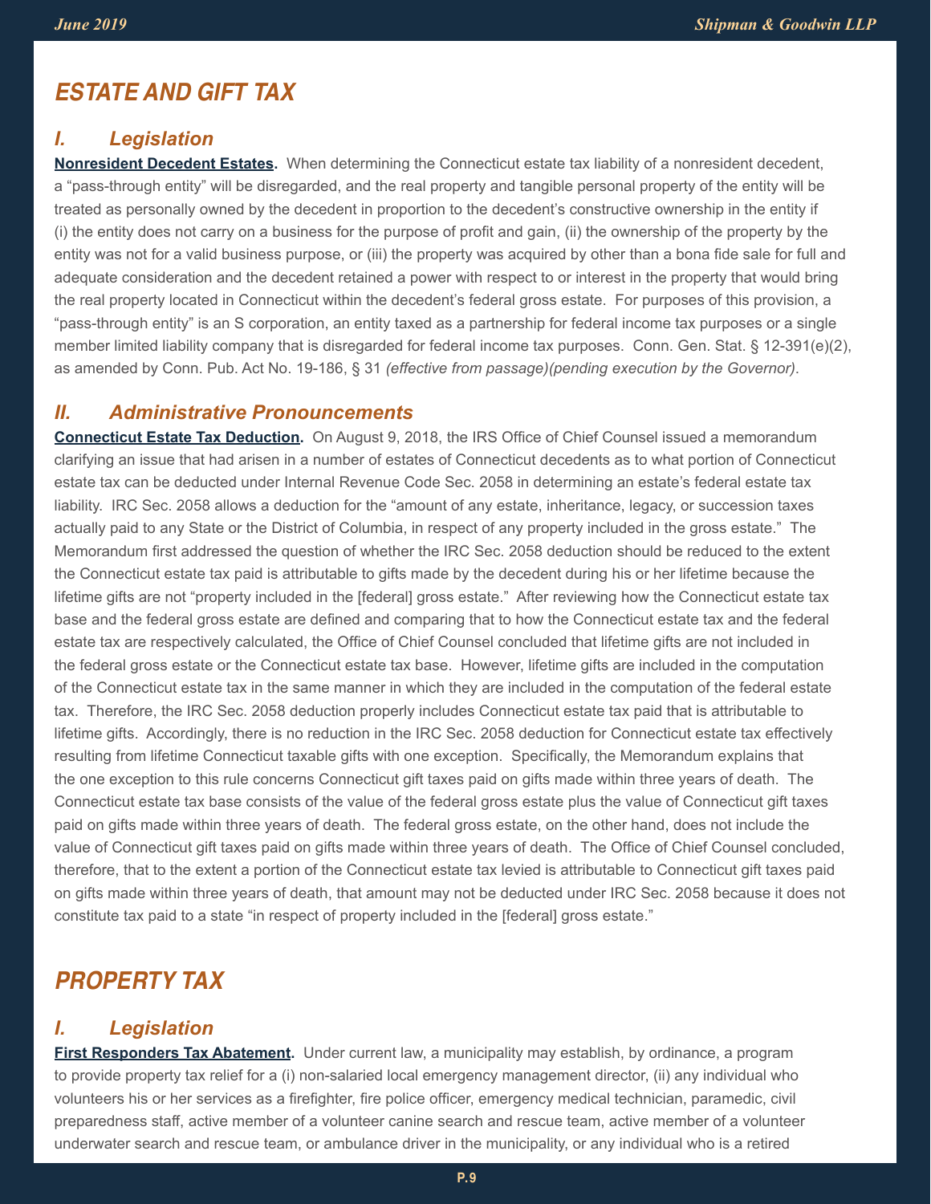# ESTATE AND GIFT TAX

## I. Legislation

**Nonresident Decedent Estates.** When determining the Connecticut estate tax liability of a nonresident decedent, a "pass-through entity" will be disregarded, and the real property and tangible personal property of the entity will be treated as personally owned by the decedent in proportion to the decedent's constructive ownership in the entity if (i) the entity does not carry on a business for the purpose of profit and gain, (ii) the ownership of the property by the entity was not for a valid business purpose, or (iii) the property was acquired by other than a bona fide sale for full and adequate consideration and the decedent retained a power with respect to or interest in the property that would bring the real property located in Connecticut within the decedent's federal gross estate. For purposes of this provision, a "pass-through entity" is an S corporation, an entity taxed as a partnership for federal income tax purposes or a single member limited liability company that is disregarded for federal income tax purposes. Conn. Gen. Stat. § 12-391(e)(2), as amended by Conn. Pub. Act No. 19-186, § 31 *(effective from passage)(pending execution by the Governor)*.

## II. Administrative Pronouncements

**Connecticut Estate Tax Deduction.** On August 9, 2018, the IRS Office of Chief Counsel issued a memorandum clarifying an issue that had arisen in a number of estates of Connecticut decedents as to what portion of Connecticut estate tax can be deducted under Internal Revenue Code Sec. 2058 in determining an estate's federal estate tax liability. IRC Sec. 2058 allows a deduction for the "amount of any estate, inheritance, legacy, or succession taxes actually paid to any State or the District of Columbia, in respect of any property included in the gross estate." The Memorandum first addressed the question of whether the IRC Sec. 2058 deduction should be reduced to the extent the Connecticut estate tax paid is attributable to gifts made by the decedent during his or her lifetime because the lifetime gifts are not "property included in the [federal] gross estate." After reviewing how the Connecticut estate tax base and the federal gross estate are defined and comparing that to how the Connecticut estate tax and the federal estate tax are respectively calculated, the Office of Chief Counsel concluded that lifetime gifts are not included in the federal gross estate or the Connecticut estate tax base. However, lifetime gifts are included in the computation of the Connecticut estate tax in the same manner in which they are included in the computation of the federal estate tax. Therefore, the IRC Sec. 2058 deduction properly includes Connecticut estate tax paid that is attributable to lifetime gifts. Accordingly, there is no reduction in the IRC Sec. 2058 deduction for Connecticut estate tax effectively resulting from lifetime Connecticut taxable gifts with one exception. Specifically, the Memorandum explains that the one exception to this rule concerns Connecticut gift taxes paid on gifts made within three years of death. The Connecticut estate tax base consists of the value of the federal gross estate plus the value of Connecticut gift taxes paid on gifts made within three years of death. The federal gross estate, on the other hand, does not include the value of Connecticut gift taxes paid on gifts made within three years of death. The Office of Chief Counsel concluded, therefore, that to the extent a portion of the Connecticut estate tax levied is attributable to Connecticut gift taxes paid on gifts made within three years of death, that amount may not be deducted under IRC Sec. 2058 because it does not constitute tax paid to a state "in respect of property included in the [federal] gross estate."

# PROPERTY TAX

## I. Legislation

**First Responders Tax Abatement.** Under current law, a municipality may establish, by ordinance, a program to provide property tax relief for a (i) non-salaried local emergency management director, (ii) any individual who volunteers his or her services as a firefighter, fire police officer, emergency medical technician, paramedic, civil preparedness staff, active member of a volunteer canine search and rescue team, active member of a volunteer underwater search and rescue team, or ambulance driver in the municipality, or any individual who is a retired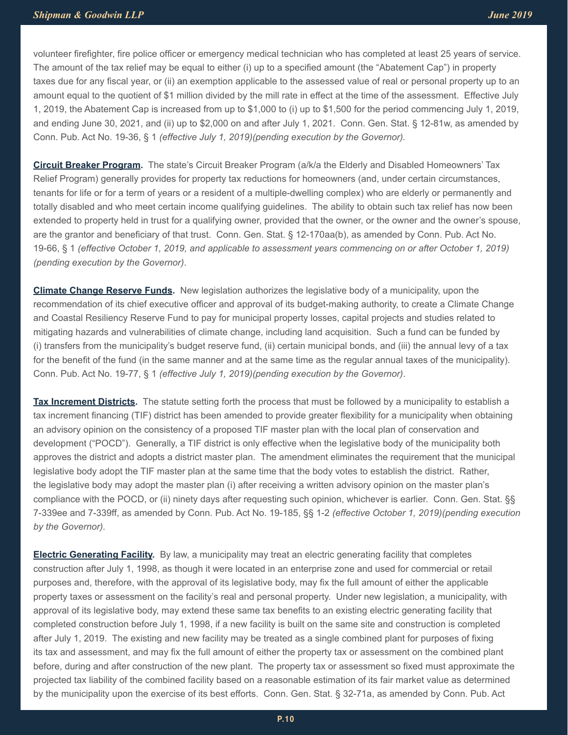volunteer firefighter, fire police officer or emergency medical technician who has completed at least 25 years of service. The amount of the tax relief may be equal to either (i) up to a specified amount (the "Abatement Cap") in property taxes due for any fiscal year, or (ii) an exemption applicable to the assessed value of real or personal property up to an amount equal to the quotient of $1 million divided by the mill rate in effect at the time of the assessment. Effective July 1, 2019, the Abatement Cap is increased from up to $1,000 to (i) up to $1,500 for the period commencing July 1, 2019, and ending June 30, 2021, and (ii) up to $2,000 on and after July 1, 2021. Conn. Gen. Stat. § 12-81w, as amended by Conn. Pub. Act No. 19-36, § 1 *(effective July 1, 2019)(pending execution by the Governor).*

**Circuit Breaker Program.** The state's Circuit Breaker Program (a/k/a the Elderly and Disabled Homeowners' Tax Relief Program) generally provides for property tax reductions for homeowners (and, under certain circumstances, tenants for life or for a term of years or a resident of a multiple-dwelling complex) who are elderly or permanently and totally disabled and who meet certain income qualifying guidelines. The ability to obtain such tax relief has now been extended to property held in trust for a qualifying owner, provided that the owner, or the owner and the owner's spouse, are the grantor and beneficiary of that trust. Conn. Gen. Stat. § 12-170aa(b), as amended by Conn. Pub. Act No. 19-66, § 1 *(effective October 1, 2019, and applicable to assessment years commencing on or after October 1, 2019) (pending execution by the Governor).*

**Climate Change Reserve Funds.** New legislation authorizes the legislative body of a municipality, upon the recommendation of its chief executive officer and approval of its budget-making authority, to create a Climate Change and Coastal Resiliency Reserve Fund to pay for municipal property losses, capital projects and studies related to mitigating hazards and vulnerabilities of climate change, including land acquisition. Such a fund can be funded by (i) transfers from the municipality's budget reserve fund, (ii) certain municipal bonds, and (iii) the annual levy of a tax for the benefit of the fund (in the same manner and at the same time as the regular annual taxes of the municipality). Conn. Pub. Act No. 19-77, § 1 *(effective July 1, 2019)(pending execution by the Governor).*

**Tax Increment Districts.** The statute setting forth the process that must be followed by a municipality to establish a tax increment financing (TIF) district has been amended to provide greater flexibility for a municipality when obtaining an advisory opinion on the consistency of a proposed TIF master plan with the local plan of conservation and development ("POCD"). Generally, a TIF district is only effective when the legislative body of the municipality both approves the district and adopts a district master plan. The amendment eliminates the requirement that the municipal legislative body adopt the TIF master plan at the same time that the body votes to establish the district. Rather, the legislative body may adopt the master plan (i) after receiving a written advisory opinion on the master plan's compliance with the POCD, or (ii) ninety days after requesting such opinion, whichever is earlier. Conn. Gen. Stat. §§ 7-339ee and 7-339ff, as amended by Conn. Pub. Act No. 19-185, §§ 1-2 *(effective October 1, 2019)(pending execution by the Governor).*

**Electric Generating Facility.** By law, a municipality may treat an electric generating facility that completes construction after July 1, 1998, as though it were located in an enterprise zone and used for commercial or retail purposes and, therefore, with the approval of its legislative body, may fix the full amount of either the applicable property taxes or assessment on the facility's real and personal property. Under new legislation, a municipality, with approval of its legislative body, may extend these same tax benefits to an existing electric generating facility that completed construction before July 1, 1998, if a new facility is built on the same site and construction is completed after July 1, 2019. The existing and new facility may be treated as a single combined plant for purposes of fixing its tax and assessment, and may fix the full amount of either the property tax or assessment on the combined plant before, during and after construction of the new plant. The property tax or assessment so fixed must approximate the projected tax liability of the combined facility based on a reasonable estimation of its fair market value as determined by the municipality upon the exercise of its best efforts. Conn. Gen. Stat. § 32-71a, as amended by Conn. Pub. Act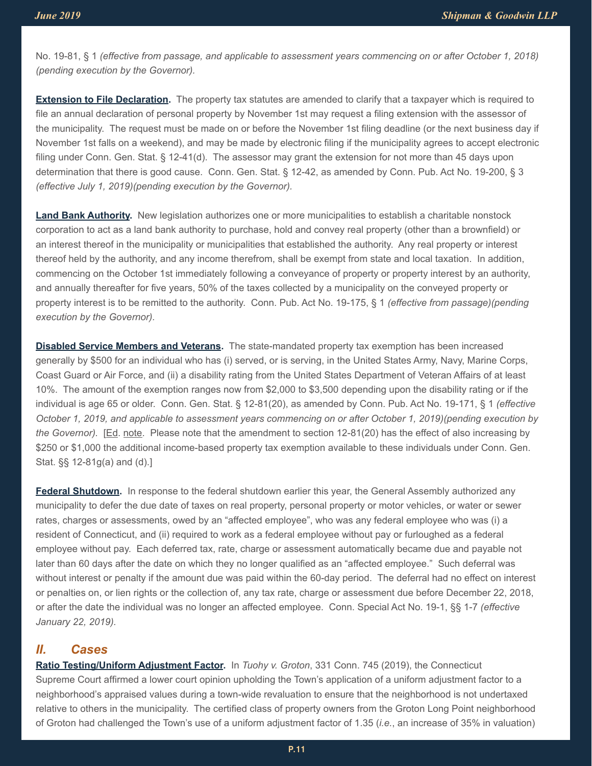No. 19-81, § 1 *(effective from passage, and applicable to assessment years commencing on or after October 1, 2018) (pending execution by the Governor).*

**Extension to File Declaration.** The property tax statutes are amended to clarify that a taxpayer which is required to file an annual declaration of personal property by November 1st may request a filing extension with the assessor of the municipality. The request must be made on or before the November 1st filing deadline (or the next business day if November 1st falls on a weekend), and may be made by electronic filing if the municipality agrees to accept electronic filing under Conn. Gen. Stat. § 12-41(d). The assessor may grant the extension for not more than 45 days upon determination that there is good cause. Conn. Gen. Stat. § 12-42, as amended by Conn. Pub. Act No. 19-200, § 3 *(effective July 1, 2019)(pending execution by the Governor).*

**Land Bank Authority.** New legislation authorizes one or more municipalities to establish a charitable nonstock corporation to act as a land bank authority to purchase, hold and convey real property (other than a brownfield) or an interest thereof in the municipality or municipalities that established the authority. Any real property or interest thereof held by the authority, and any income therefrom, shall be exempt from state and local taxation. In addition, commencing on the October 1st immediately following a conveyance of property or property interest by an authority, and annually thereafter for five years, 50% of the taxes collected by a municipality on the conveyed property or property interest is to be remitted to the authority. Conn. Pub. Act No. 19-175, § 1 *(effective from passage)(pending execution by the Governor).*

**Disabled Service Members and Veterans.** The state-mandated property tax exemption has been increased generally by $500 for an individual who has (i) served, or is serving, in the United States Army, Navy, Marine Corps, Coast Guard or Air Force, and (ii) a disability rating from the United States Department of Veteran Affairs of at least 10%. The amount of the exemption ranges now from $2,000 to $3,500 depending upon the disability rating or if the individual is age 65 or older. Conn. Gen. Stat. § 12-81(20), as amended by Conn. Pub. Act No. 19-171, § 1 *(effective October 1, 2019, and applicable to assessment years commencing on or after October 1, 2019)(pending execution by the Governor).* [Ed. note. Please note that the amendment to section 12-81(20) has the effect of also increasing by $250 or $1,000 the additional income-based property tax exemption available to these individuals under Conn. Gen. Stat. §§ 12-81g(a) and (d).]

**Federal Shutdown.** In response to the federal shutdown earlier this year, the General Assembly authorized any municipality to defer the due date of taxes on real property, personal property or motor vehicles, or water or sewer rates, charges or assessments, owed by an "affected employee", who was any federal employee who was (i) a resident of Connecticut, and (ii) required to work as a federal employee without pay or furloughed as a federal employee without pay. Each deferred tax, rate, charge or assessment automatically became due and payable not later than 60 days after the date on which they no longer qualified as an "affected employee." Such deferral was without interest or penalty if the amount due was paid within the 60-day period. The deferral had no effect on interest or penalties on, or lien rights or the collection of, any tax rate, charge or assessment due before December 22, 2018, or after the date the individual was no longer an affected employee. Conn. Special Act No. 19-1, §§ 1-7 *(effective January 22, 2019).*

## *II. Cases*

**Ratio Testing/Uniform Adjustment Factor.** In *Tuohy v. Groton*, 331 Conn. 745 (2019), the Connecticut Supreme Court affirmed a lower court opinion upholding the Town's application of a uniform adjustment factor to a neighborhood's appraised values during a town-wide revaluation to ensure that the neighborhood is not undertaxed relative to others in the municipality. The certified class of property owners from the Groton Long Point neighborhood of Groton had challenged the Town's use of a uniform adjustment factor of 1.35 (*i.e.*, an increase of 35% in valuation)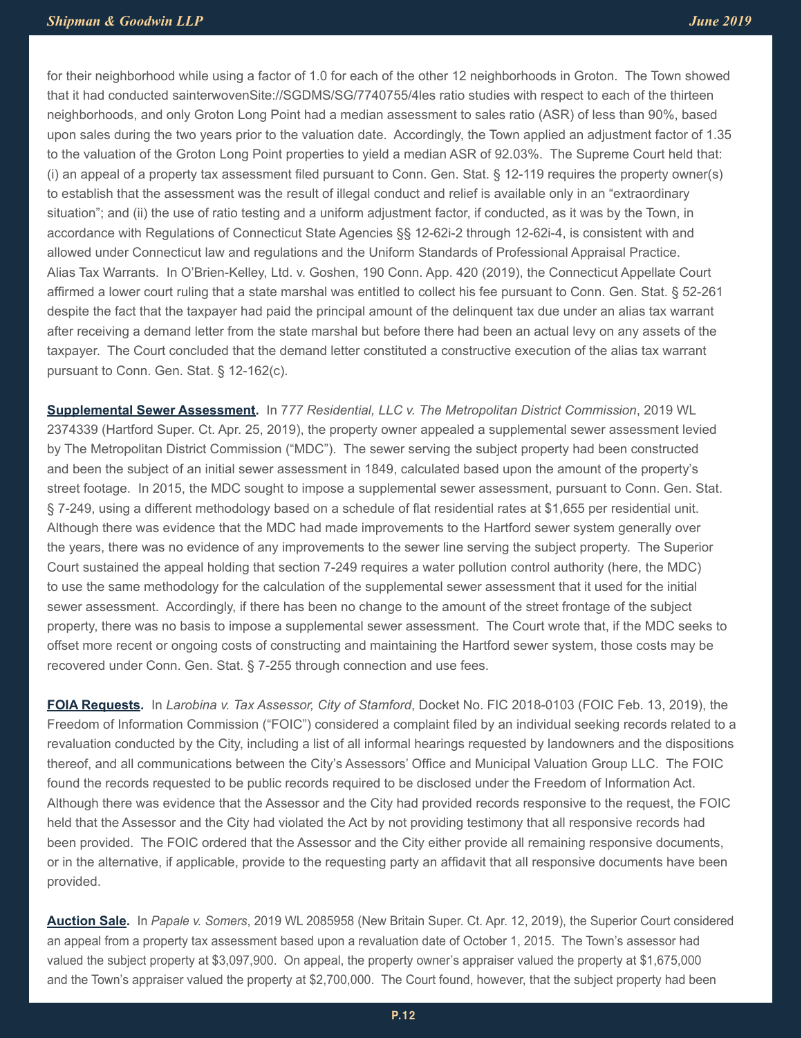for their neighborhood while using a factor of 1.0 for each of the other 12 neighborhoods in Groton. The Town showed that it had conducted sainterwovenSite://SGDMS/SG/7740755/4les ratio studies with respect to each of the thirteen neighborhoods, and only Groton Long Point had a median assessment to sales ratio (ASR) of less than 90%, based upon sales during the two years prior to the valuation date. Accordingly, the Town applied an adjustment factor of 1.35 to the valuation of the Groton Long Point properties to yield a median ASR of 92.03%. The Supreme Court held that: (i) an appeal of a property tax assessment filed pursuant to Conn. Gen. Stat. § 12-119 requires the property owner(s) to establish that the assessment was the result of illegal conduct and relief is available only in an "extraordinary situation"; and (ii) the use of ratio testing and a uniform adjustment factor, if conducted, as it was by the Town, in accordance with Regulations of Connecticut State Agencies §§ 12-62i-2 through 12-62i-4, is consistent with and allowed under Connecticut law and regulations and the Uniform Standards of Professional Appraisal Practice.
Alias Tax Warrants. In O'Brien-Kelley, Ltd. v. Goshen, 190 Conn. App. 420 (2019), the Connecticut Appellate Court affirmed a lower court ruling that a state marshal was entitled to collect his fee pursuant to Conn. Gen. Stat. § 52-261 despite the fact that the taxpayer had paid the principal amount of the delinquent tax due under an alias tax warrant after receiving a demand letter from the state marshal but before there had been an actual levy on any assets of the taxpayer. The Court concluded that the demand letter constituted a constructive execution of the alias tax warrant pursuant to Conn. Gen. Stat. § 12-162(c).

**Supplemental Sewer Assessment.** In *777 Residential, LLC v. The Metropolitan District Commission*, 2019 WL 2374339 (Hartford Super. Ct. Apr. 25, 2019), the property owner appealed a supplemental sewer assessment levied by The Metropolitan District Commission ("MDC"). The sewer serving the subject property had been constructed and been the subject of an initial sewer assessment in 1849, calculated based upon the amount of the property's street footage. In 2015, the MDC sought to impose a supplemental sewer assessment, pursuant to Conn. Gen. Stat. § 7-249, using a different methodology based on a schedule of flat residential rates at $1,655 per residential unit. Although there was evidence that the MDC had made improvements to the Hartford sewer system generally over the years, there was no evidence of any improvements to the sewer line serving the subject property. The Superior Court sustained the appeal holding that section 7-249 requires a water pollution control authority (here, the MDC) to use the same methodology for the calculation of the supplemental sewer assessment that it used for the initial sewer assessment. Accordingly, if there has been no change to the amount of the street frontage of the subject property, there was no basis to impose a supplemental sewer assessment. The Court wrote that, if the MDC seeks to offset more recent or ongoing costs of constructing and maintaining the Hartford sewer system, those costs may be recovered under Conn. Gen. Stat. § 7-255 through connection and use fees.

**FOIA Requests.** In *Larobina v. Tax Assessor, City of Stamford*, Docket No. FIC 2018-0103 (FOIC Feb. 13, 2019), the Freedom of Information Commission ("FOIC") considered a complaint filed by an individual seeking records related to a revaluation conducted by the City, including a list of all informal hearings requested by landowners and the dispositions thereof, and all communications between the City's Assessors' Office and Municipal Valuation Group LLC. The FOIC found the records requested to be public records required to be disclosed under the Freedom of Information Act. Although there was evidence that the Assessor and the City had provided records responsive to the request, the FOIC held that the Assessor and the City had violated the Act by not providing testimony that all responsive records had been provided. The FOIC ordered that the Assessor and the City either provide all remaining responsive documents, or in the alternative, if applicable, provide to the requesting party an affidavit that all responsive documents have been provided.

**Auction Sale.** In *Papale v. Somers*, 2019 WL 2085958 (New Britain Super. Ct. Apr. 12, 2019), the Superior Court considered an appeal from a property tax assessment based upon a revaluation date of October 1, 2015. The Town's assessor had valued the subject property at $3,097,900. On appeal, the property owner's appraiser valued the property at $1,675,000 and the Town's appraiser valued the property at $2,700,000. The Court found, however, that the subject property had been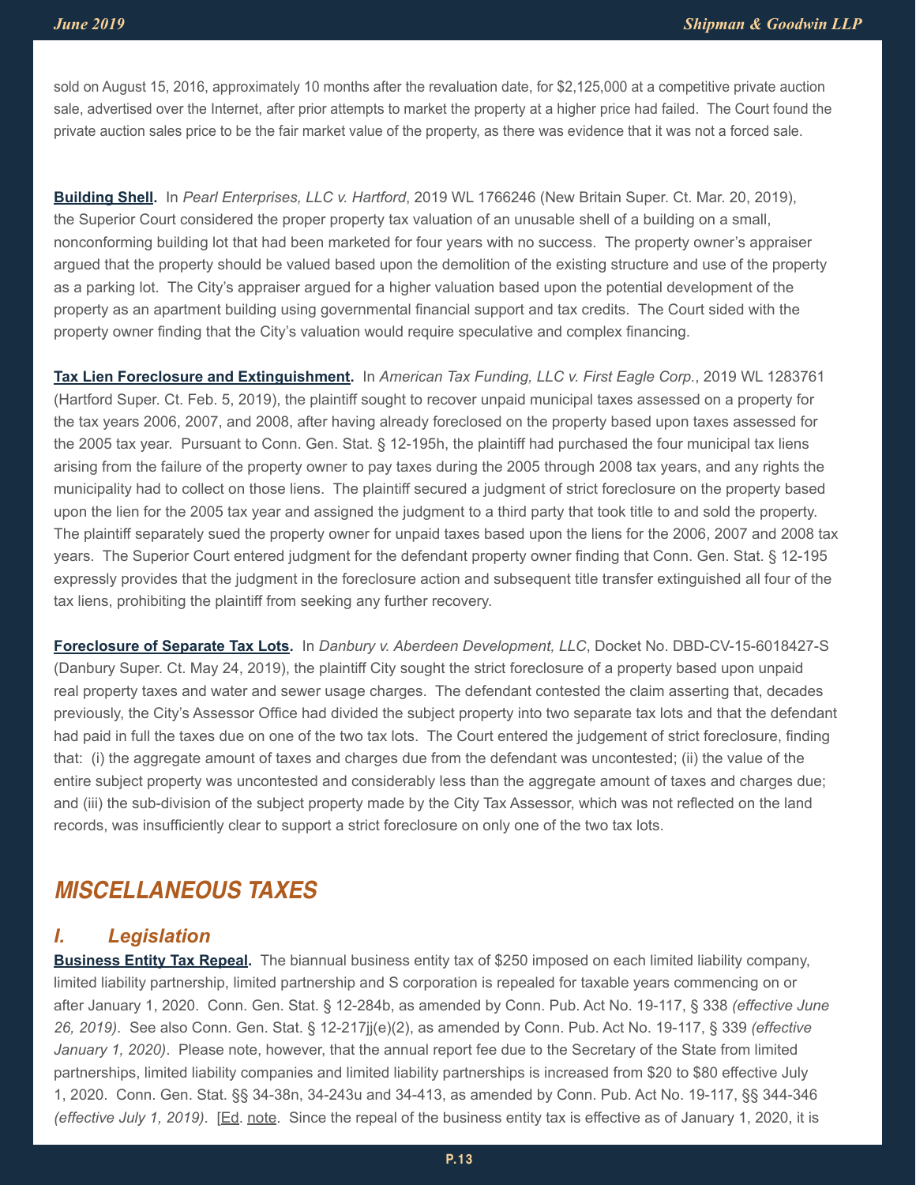sold on August 15, 2016, approximately 10 months after the revaluation date, for $2,125,000 at a competitive private auction sale, advertised over the Internet, after prior attempts to market the property at a higher price had failed. The Court found the private auction sales price to be the fair market value of the property, as there was evidence that it was not a forced sale.

**Building Shell.** In *Pearl Enterprises, LLC v. Hartford*, 2019 WL 1766246 (New Britain Super. Ct. Mar. 20, 2019), the Superior Court considered the proper property tax valuation of an unusable shell of a building on a small, nonconforming building lot that had been marketed for four years with no success. The property owner's appraiser argued that the property should be valued based upon the demolition of the existing structure and use of the property as a parking lot. The City's appraiser argued for a higher valuation based upon the potential development of the property as an apartment building using governmental financial support and tax credits. The Court sided with the property owner finding that the City's valuation would require speculative and complex financing.

**Tax Lien Foreclosure and Extinguishment.** In *American Tax Funding, LLC v. First Eagle Corp.*, 2019 WL 1283761 (Hartford Super. Ct. Feb. 5, 2019), the plaintiff sought to recover unpaid municipal taxes assessed on a property for the tax years 2006, 2007, and 2008, after having already foreclosed on the property based upon taxes assessed for the 2005 tax year. Pursuant to Conn. Gen. Stat. § 12-195h, the plaintiff had purchased the four municipal tax liens arising from the failure of the property owner to pay taxes during the 2005 through 2008 tax years, and any rights the municipality had to collect on those liens. The plaintiff secured a judgment of strict foreclosure on the property based upon the lien for the 2005 tax year and assigned the judgment to a third party that took title to and sold the property. The plaintiff separately sued the property owner for unpaid taxes based upon the liens for the 2006, 2007 and 2008 tax years. The Superior Court entered judgment for the defendant property owner finding that Conn. Gen. Stat. § 12-195 expressly provides that the judgment in the foreclosure action and subsequent title transfer extinguished all four of the tax liens, prohibiting the plaintiff from seeking any further recovery.

**Foreclosure of Separate Tax Lots.** In *Danbury v. Aberdeen Development, LLC*, Docket No. DBD-CV-15-6018427-S (Danbury Super. Ct. May 24, 2019), the plaintiff City sought the strict foreclosure of a property based upon unpaid real property taxes and water and sewer usage charges. The defendant contested the claim asserting that, decades previously, the City's Assessor Office had divided the subject property into two separate tax lots and that the defendant had paid in full the taxes due on one of the two tax lots. The Court entered the judgement of strict foreclosure, finding that: (i) the aggregate amount of taxes and charges due from the defendant was uncontested; (ii) the value of the entire subject property was uncontested and considerably less than the aggregate amount of taxes and charges due; and (iii) the sub-division of the subject property made by the City Tax Assessor, which was not reflected on the land records, was insufficiently clear to support a strict foreclosure on only one of the two tax lots.

# *MISCELLANEOUS TAXES*

## *I. Legislation*

**Business Entity Tax Repeal.** The biannual business entity tax of $250 imposed on each limited liability company, limited liability partnership, limited partnership and S corporation is repealed for taxable years commencing on or after January 1, 2020. Conn. Gen. Stat. § 12-284b, as amended by Conn. Pub. Act No. 19-117, § 338 *(effective June 26, 2019)*. See also Conn. Gen. Stat. § 12-217jj(e)(2), as amended by Conn. Pub. Act No. 19-117, § 339 *(effective January 1, 2020)*. Please note, however, that the annual report fee due to the Secretary of the State from limited partnerships, limited liability companies and limited liability partnerships is increased from $20 to $80 effective July 1, 2020. Conn. Gen. Stat. §§ 34-38n, 34-243u and 34-413, as amended by Conn. Pub. Act No. 19-117, §§ 344-346 *(effective July 1, 2019)*. [Ed. note. Since the repeal of the business entity tax is effective as of January 1, 2020, it is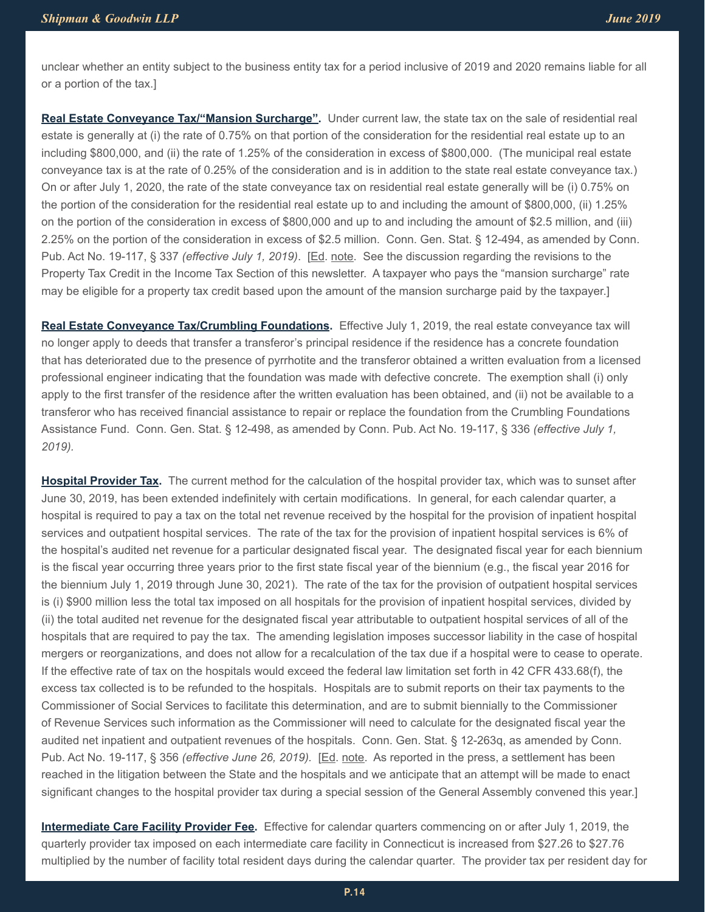unclear whether an entity subject to the business entity tax for a period inclusive of 2019 and 2020 remains liable for all or a portion of the tax.]

**Real Estate Conveyance Tax/"Mansion Surcharge".** Under current law, the state tax on the sale of residential real estate is generally at (i) the rate of 0.75% on that portion of the consideration for the residential real estate up to an including $800,000, and (ii) the rate of 1.25% of the consideration in excess of $800,000. (The municipal real estate conveyance tax is at the rate of 0.25% of the consideration and is in addition to the state real estate conveyance tax.) On or after July 1, 2020, the rate of the state conveyance tax on residential real estate generally will be (i) 0.75% on the portion of the consideration for the residential real estate up to and including the amount of $800,000, (ii) 1.25% on the portion of the consideration in excess of $800,000 and up to and including the amount of $2.5 million, and (iii) 2.25% on the portion of the consideration in excess of $2.5 million. Conn. Gen. Stat. § 12-494, as amended by Conn. Pub. Act No. 19-117, § 337 *(effective July 1, 2019)*. [Ed. note. See the discussion regarding the revisions to the Property Tax Credit in the Income Tax Section of this newsletter. A taxpayer who pays the "mansion surcharge" rate may be eligible for a property tax credit based upon the amount of the mansion surcharge paid by the taxpayer.]

**Real Estate Conveyance Tax/Crumbling Foundations.** Effective July 1, 2019, the real estate conveyance tax will no longer apply to deeds that transfer a transferor's principal residence if the residence has a concrete foundation that has deteriorated due to the presence of pyrrhotite and the transferor obtained a written evaluation from a licensed professional engineer indicating that the foundation was made with defective concrete. The exemption shall (i) only apply to the first transfer of the residence after the written evaluation has been obtained, and (ii) not be available to a transferor who has received financial assistance to repair or replace the foundation from the Crumbling Foundations Assistance Fund. Conn. Gen. Stat. § 12-498, as amended by Conn. Pub. Act No. 19-117, § 336 *(effective July 1, 2019)*.

**Hospital Provider Tax.** The current method for the calculation of the hospital provider tax, which was to sunset after June 30, 2019, has been extended indefinitely with certain modifications. In general, for each calendar quarter, a hospital is required to pay a tax on the total net revenue received by the hospital for the provision of inpatient hospital services and outpatient hospital services. The rate of the tax for the provision of inpatient hospital services is 6% of the hospital's audited net revenue for a particular designated fiscal year. The designated fiscal year for each biennium is the fiscal year occurring three years prior to the first state fiscal year of the biennium (e.g., the fiscal year 2016 for the biennium July 1, 2019 through June 30, 2021). The rate of the tax for the provision of outpatient hospital services is (i) $900 million less the total tax imposed on all hospitals for the provision of inpatient hospital services, divided by (ii) the total audited net revenue for the designated fiscal year attributable to outpatient hospital services of all of the hospitals that are required to pay the tax. The amending legislation imposes successor liability in the case of hospital mergers or reorganizations, and does not allow for a recalculation of the tax due if a hospital were to cease to operate. If the effective rate of tax on the hospitals would exceed the federal law limitation set forth in 42 CFR 433.68(f), the excess tax collected is to be refunded to the hospitals. Hospitals are to submit reports on their tax payments to the Commissioner of Social Services to facilitate this determination, and are to submit biennially to the Commissioner of Revenue Services such information as the Commissioner will need to calculate for the designated fiscal year the audited net inpatient and outpatient revenues of the hospitals. Conn. Gen. Stat. § 12-263q, as amended by Conn. Pub. Act No. 19-117, § 356 *(effective June 26, 2019)*. [Ed. note. As reported in the press, a settlement has been reached in the litigation between the State and the hospitals and we anticipate that an attempt will be made to enact significant changes to the hospital provider tax during a special session of the General Assembly convened this year.]

**Intermediate Care Facility Provider Fee.** Effective for calendar quarters commencing on or after July 1, 2019, the quarterly provider tax imposed on each intermediate care facility in Connecticut is increased from $27.26 to $27.76 multiplied by the number of facility total resident days during the calendar quarter. The provider tax per resident day for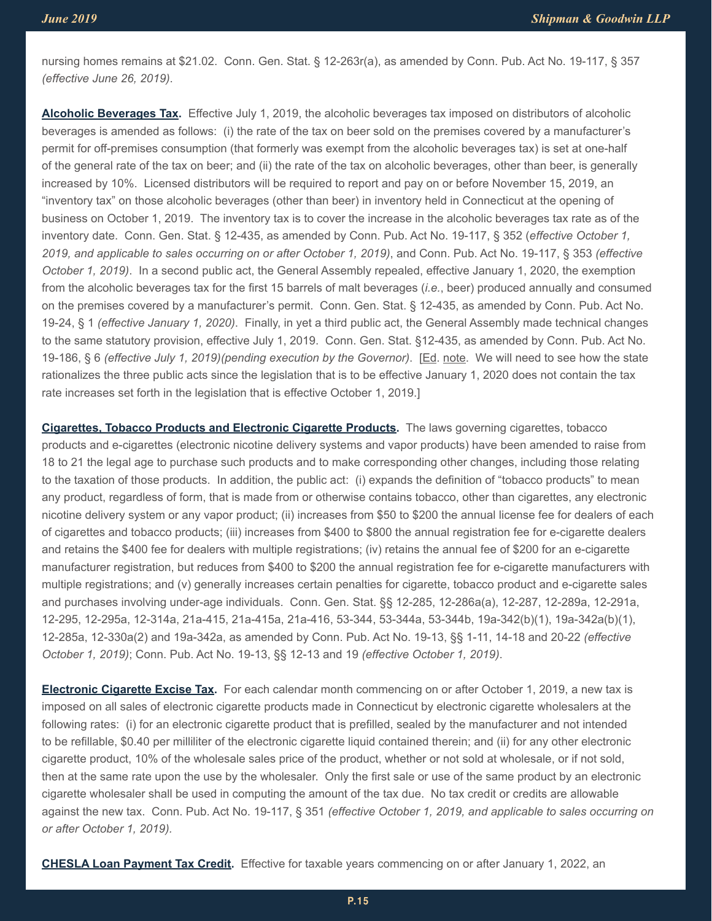nursing homes remains at $21.02. Conn. Gen. Stat. § 12-263r(a), as amended by Conn. Pub. Act No. 19-117, § 357 *(effective June 26, 2019)*.

**Alcoholic Beverages Tax.** Effective July 1, 2019, the alcoholic beverages tax imposed on distributors of alcoholic beverages is amended as follows: (i) the rate of the tax on beer sold on the premises covered by a manufacturer's permit for off-premises consumption (that formerly was exempt from the alcoholic beverages tax) is set at one-half of the general rate of the tax on beer; and (ii) the rate of the tax on alcoholic beverages, other than beer, is generally increased by 10%. Licensed distributors will be required to report and pay on or before November 15, 2019, an "inventory tax" on those alcoholic beverages (other than beer) in inventory held in Connecticut at the opening of business on October 1, 2019. The inventory tax is to cover the increase in the alcoholic beverages tax rate as of the inventory date. Conn. Gen. Stat. § 12-435, as amended by Conn. Pub. Act No. 19-117, § 352 (*effective October 1, 2019, and applicable to sales occurring on or after October 1, 2019)*, and Conn. Pub. Act No. 19-117, § 353 *(effective October 1, 2019)*. In a second public act, the General Assembly repealed, effective January 1, 2020, the exemption from the alcoholic beverages tax for the first 15 barrels of malt beverages (*i.e.*, beer) produced annually and consumed on the premises covered by a manufacturer's permit. Conn. Gen. Stat. § 12-435, as amended by Conn. Pub. Act No. 19-24, § 1 *(effective January 1, 2020)*. Finally, in yet a third public act, the General Assembly made technical changes to the same statutory provision, effective July 1, 2019. Conn. Gen. Stat. §12-435, as amended by Conn. Pub. Act No. 19-186, § 6 *(effective July 1, 2019)(pending execution by the Governor)*. [Ed. note. We will need to see how the state rationalizes the three public acts since the legislation that is to be effective January 1, 2020 does not contain the tax rate increases set forth in the legislation that is effective October 1, 2019.]

**Cigarettes, Tobacco Products and Electronic Cigarette Products.** The laws governing cigarettes, tobacco products and e-cigarettes (electronic nicotine delivery systems and vapor products) have been amended to raise from 18 to 21 the legal age to purchase such products and to make corresponding other changes, including those relating to the taxation of those products. In addition, the public act: (i) expands the definition of "tobacco products" to mean any product, regardless of form, that is made from or otherwise contains tobacco, other than cigarettes, any electronic nicotine delivery system or any vapor product; (ii) increases from $50 to $200 the annual license fee for dealers of each of cigarettes and tobacco products; (iii) increases from $400 to $800 the annual registration fee for e-cigarette dealers and retains the $400 fee for dealers with multiple registrations; (iv) retains the annual fee of $200 for an e-cigarette manufacturer registration, but reduces from $400 to $200 the annual registration fee for e-cigarette manufacturers with multiple registrations; and (v) generally increases certain penalties for cigarette, tobacco product and e-cigarette sales and purchases involving under-age individuals. Conn. Gen. Stat. §§ 12-285, 12-286a(a), 12-287, 12-289a, 12-291a, 12-295, 12-295a, 12-314a, 21a-415, 21a-415a, 21a-416, 53-344, 53-344a, 53-344b, 19a-342(b)(1), 19a-342a(b)(1), 12-285a, 12-330a(2) and 19a-342a, as amended by Conn. Pub. Act No. 19-13, §§ 1-11, 14-18 and 20-22 *(effective October 1, 2019)*; Conn. Pub. Act No. 19-13, §§ 12-13 and 19 *(effective October 1, 2019)*.

**Electronic Cigarette Excise Tax.** For each calendar month commencing on or after October 1, 2019, a new tax is imposed on all sales of electronic cigarette products made in Connecticut by electronic cigarette wholesalers at the following rates: (i) for an electronic cigarette product that is prefilled, sealed by the manufacturer and not intended to be refillable, $0.40 per milliliter of the electronic cigarette liquid contained therein; and (ii) for any other electronic cigarette product, 10% of the wholesale sales price of the product, whether or not sold at wholesale, or if not sold, then at the same rate upon the use by the wholesaler. Only the first sale or use of the same product by an electronic cigarette wholesaler shall be used in computing the amount of the tax due. No tax credit or credits are allowable against the new tax. Conn. Pub. Act No. 19-117, § 351 *(effective October 1, 2019, and applicable to sales occurring on or after October 1, 2019)*.

**CHESLA Loan Payment Tax Credit.** Effective for taxable years commencing on or after January 1, 2022, an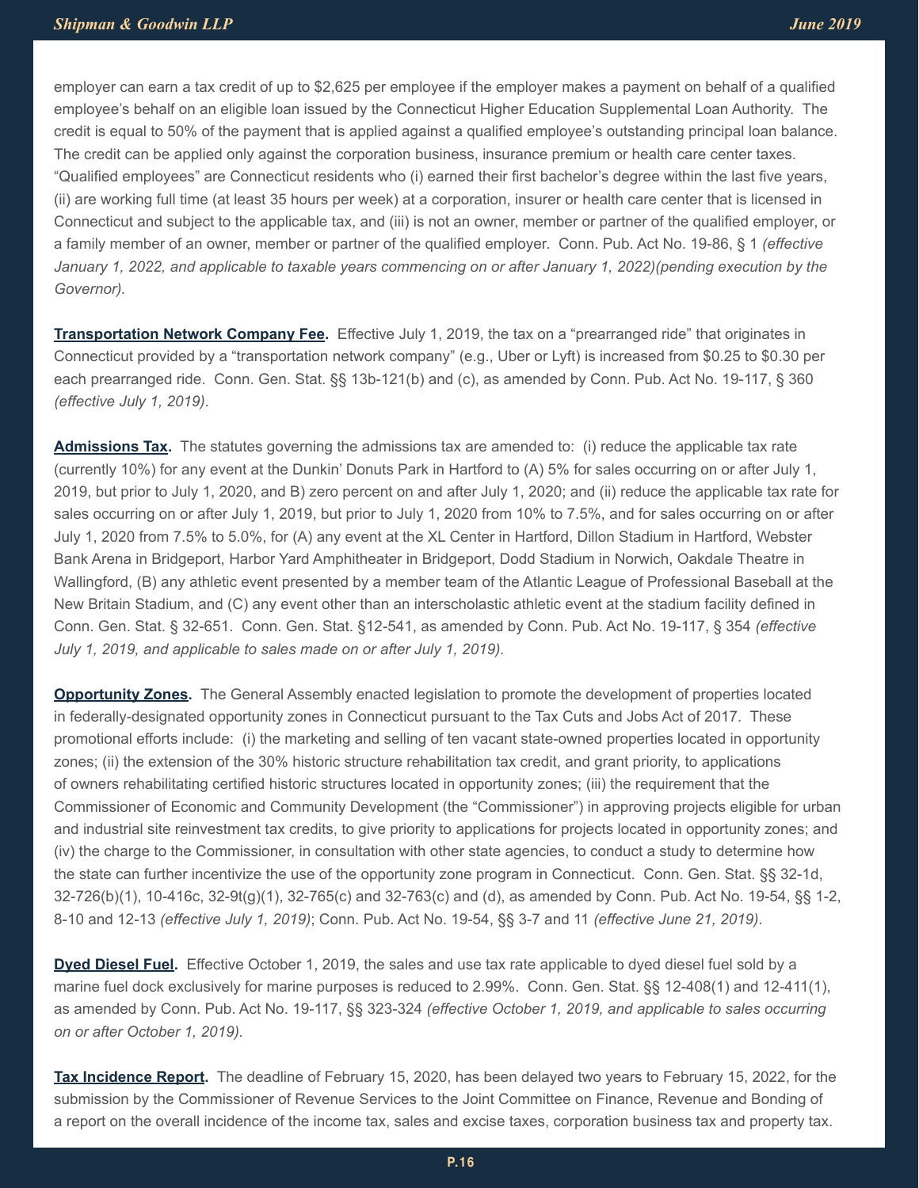employer can earn a tax credit of up to $2,625 per employee if the employer makes a payment on behalf of a qualified employee's behalf on an eligible loan issued by the Connecticut Higher Education Supplemental Loan Authority. The credit is equal to 50% of the payment that is applied against a qualified employee's outstanding principal loan balance. The credit can be applied only against the corporation business, insurance premium or health care center taxes. "Qualified employees" are Connecticut residents who (i) earned their first bachelor's degree within the last five years, (ii) are working full time (at least 35 hours per week) at a corporation, insurer or health care center that is licensed in Connecticut and subject to the applicable tax, and (iii) is not an owner, member or partner of the qualified employer, or a family member of an owner, member or partner of the qualified employer. Conn. Pub. Act No. 19-86, § 1 *(effective January 1, 2022, and applicable to taxable years commencing on or after January 1, 2022)(pending execution by the Governor).*

**Transportation Network Company Fee.** Effective July 1, 2019, the tax on a "prearranged ride" that originates in Connecticut provided by a "transportation network company" (e.g., Uber or Lyft) is increased from $0.25 to $0.30 per each prearranged ride. Conn. Gen. Stat. §§ 13b-121(b) and (c), as amended by Conn. Pub. Act No. 19-117, § 360 *(effective July 1, 2019)*.

**Admissions Tax.** The statutes governing the admissions tax are amended to: (i) reduce the applicable tax rate (currently 10%) for any event at the Dunkin' Donuts Park in Hartford to (A) 5% for sales occurring on or after July 1, 2019, but prior to July 1, 2020, and B) zero percent on and after July 1, 2020; and (ii) reduce the applicable tax rate for sales occurring on or after July 1, 2019, but prior to July 1, 2020 from 10% to 7.5%, and for sales occurring on or after July 1, 2020 from 7.5% to 5.0%, for (A) any event at the XL Center in Hartford, Dillon Stadium in Hartford, Webster Bank Arena in Bridgeport, Harbor Yard Amphitheater in Bridgeport, Dodd Stadium in Norwich, Oakdale Theatre in Wallingford, (B) any athletic event presented by a member team of the Atlantic League of Professional Baseball at the New Britain Stadium, and (C) any event other than an interscholastic athletic event at the stadium facility defined in Conn. Gen. Stat. § 32-651. Conn. Gen. Stat. §12-541, as amended by Conn. Pub. Act No. 19-117, § 354 *(effective July 1, 2019, and applicable to sales made on or after July 1, 2019).*

**Opportunity Zones.** The General Assembly enacted legislation to promote the development of properties located in federally-designated opportunity zones in Connecticut pursuant to the Tax Cuts and Jobs Act of 2017. These promotional efforts include: (i) the marketing and selling of ten vacant state-owned properties located in opportunity zones; (ii) the extension of the 30% historic structure rehabilitation tax credit, and grant priority, to applications of owners rehabilitating certified historic structures located in opportunity zones; (iii) the requirement that the Commissioner of Economic and Community Development (the "Commissioner") in approving projects eligible for urban and industrial site reinvestment tax credits, to give priority to applications for projects located in opportunity zones; and (iv) the charge to the Commissioner, in consultation with other state agencies, to conduct a study to determine how the state can further incentivize the use of the opportunity zone program in Connecticut. Conn. Gen. Stat. §§ 32-1d, 32-726(b)(1), 10-416c, 32-9t(g)(1), 32-765(c) and 32-763(c) and (d), as amended by Conn. Pub. Act No. 19-54, §§ 1-2, 8-10 and 12-13 *(effective July 1, 2019)*; Conn. Pub. Act No. 19-54, §§ 3-7 and 11 *(effective June 21, 2019)*.

**Dyed Diesel Fuel.** Effective October 1, 2019, the sales and use tax rate applicable to dyed diesel fuel sold by a marine fuel dock exclusively for marine purposes is reduced to 2.99%. Conn. Gen. Stat. §§ 12-408(1) and 12-411(1), as amended by Conn. Pub. Act No. 19-117, §§ 323-324 *(effective October 1, 2019, and applicable to sales occurring on or after October 1, 2019).*

**Tax Incidence Report.** The deadline of February 15, 2020, has been delayed two years to February 15, 2022, for the submission by the Commissioner of Revenue Services to the Joint Committee on Finance, Revenue and Bonding of a report on the overall incidence of the income tax, sales and excise taxes, corporation business tax and property tax.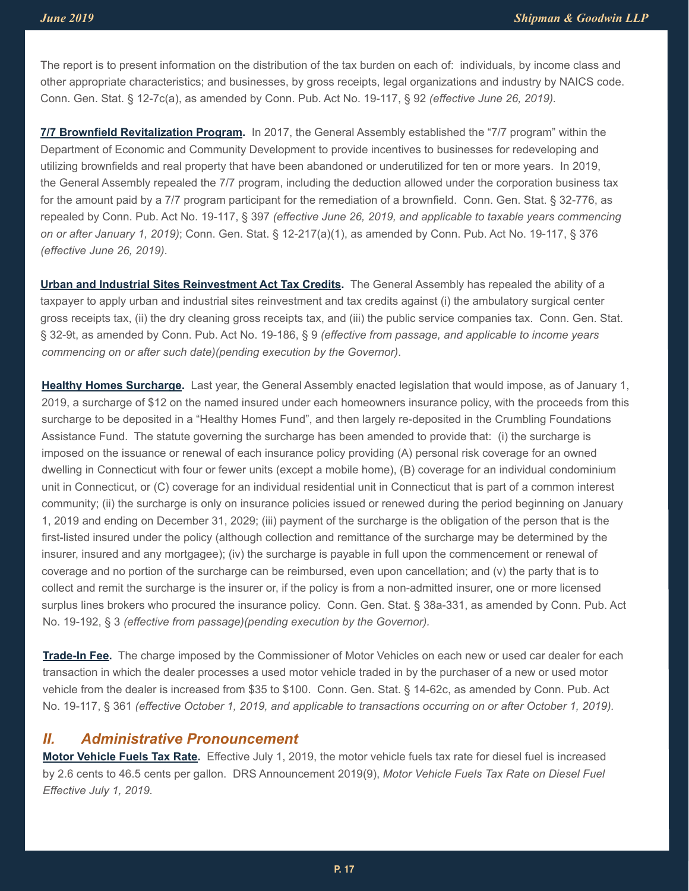The report is to present information on the distribution of the tax burden on each of: individuals, by income class and other appropriate characteristics; and businesses, by gross receipts, legal organizations and industry by NAICS code. Conn. Gen. Stat. § 12-7c(a), as amended by Conn. Pub. Act No. 19-117, § 92 *(effective June 26, 2019).*

**7/7 Brownfield Revitalization Program.** In 2017, the General Assembly established the "7/7 program" within the Department of Economic and Community Development to provide incentives to businesses for redeveloping and utilizing brownfields and real property that have been abandoned or underutilized for ten or more years. In 2019, the General Assembly repealed the 7/7 program, including the deduction allowed under the corporation business tax for the amount paid by a 7/7 program participant for the remediation of a brownfield. Conn. Gen. Stat. § 32-776, as repealed by Conn. Pub. Act No. 19-117, § 397 *(effective June 26, 2019, and applicable to taxable years commencing on or after January 1, 2019)*; Conn. Gen. Stat. § 12-217(a)(1), as amended by Conn. Pub. Act No. 19-117, § 376 *(effective June 26, 2019)*.

**Urban and Industrial Sites Reinvestment Act Tax Credits.** The General Assembly has repealed the ability of a taxpayer to apply urban and industrial sites reinvestment and tax credits against (i) the ambulatory surgical center gross receipts tax, (ii) the dry cleaning gross receipts tax, and (iii) the public service companies tax. Conn. Gen. Stat. § 32-9t, as amended by Conn. Pub. Act No. 19-186, § 9 *(effective from passage, and applicable to income years commencing on or after such date)(pending execution by the Governor)*.

**Healthy Homes Surcharge.** Last year, the General Assembly enacted legislation that would impose, as of January 1, 2019, a surcharge of $12 on the named insured under each homeowners insurance policy, with the proceeds from this surcharge to be deposited in a "Healthy Homes Fund", and then largely re-deposited in the Crumbling Foundations Assistance Fund. The statute governing the surcharge has been amended to provide that: (i) the surcharge is imposed on the issuance or renewal of each insurance policy providing (A) personal risk coverage for an owned dwelling in Connecticut with four or fewer units (except a mobile home), (B) coverage for an individual condominium unit in Connecticut, or (C) coverage for an individual residential unit in Connecticut that is part of a common interest community; (ii) the surcharge is only on insurance policies issued or renewed during the period beginning on January 1, 2019 and ending on December 31, 2029; (iii) payment of the surcharge is the obligation of the person that is the first-listed insured under the policy (although collection and remittance of the surcharge may be determined by the insurer, insured and any mortgagee); (iv) the surcharge is payable in full upon the commencement or renewal of coverage and no portion of the surcharge can be reimbursed, even upon cancellation; and (v) the party that is to collect and remit the surcharge is the insurer or, if the policy is from a non-admitted insurer, one or more licensed surplus lines brokers who procured the insurance policy. Conn. Gen. Stat. § 38a-331, as amended by Conn. Pub. Act No. 19-192, § 3 *(effective from passage)(pending execution by the Governor).*

**Trade-In Fee.** The charge imposed by the Commissioner of Motor Vehicles on each new or used car dealer for each transaction in which the dealer processes a used motor vehicle traded in by the purchaser of a new or used motor vehicle from the dealer is increased from $35 to $100. Conn. Gen. Stat. § 14-62c, as amended by Conn. Pub. Act No. 19-117, § 361 *(effective October 1, 2019, and applicable to transactions occurring on or after October 1, 2019).*

## *II. Administrative Pronouncement*

**Motor Vehicle Fuels Tax Rate.** Effective July 1, 2019, the motor vehicle fuels tax rate for diesel fuel is increased by 2.6 cents to 46.5 cents per gallon. DRS Announcement 2019(9), *Motor Vehicle Fuels Tax Rate on Diesel Fuel Effective July 1, 2019.*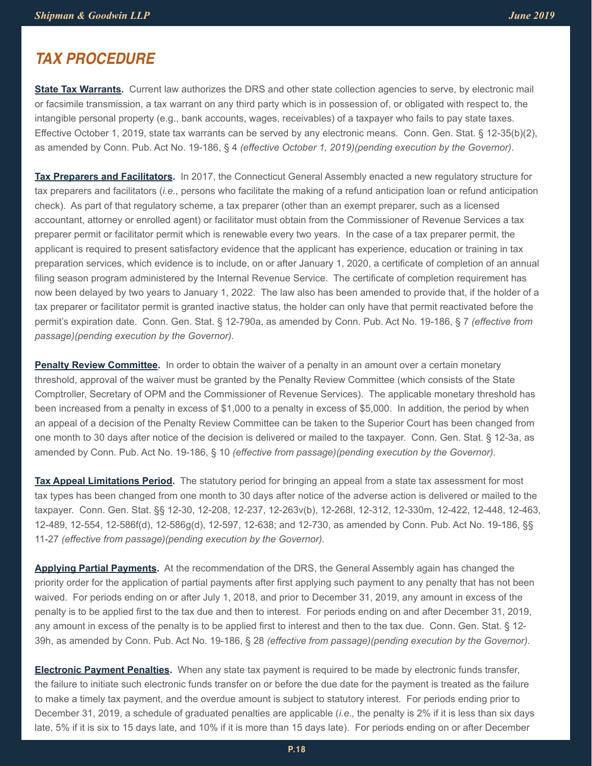## TAX PROCEDURE

**State Tax Warrants.** Current law authorizes the DRS and other state collection agencies to serve, by electronic mail or facsimile transmission, a tax warrant on any third party which is in possession of, or obligated with respect to, the intangible personal property (e.g., bank accounts, wages, receivables) of a taxpayer who fails to pay state taxes. Effective October 1, 2019, state tax warrants can be served by any electronic means. Conn. Gen. Stat. § 12-35(b)(2), as amended by Conn. Pub. Act No. 19-186, § 4 *(effective October 1, 2019)(pending execution by the Governor)*.

**Tax Preparers and Facilitators.** In 2017, the Connecticut General Assembly enacted a new regulatory structure for tax preparers and facilitators (*i.e.*, persons who facilitate the making of a refund anticipation loan or refund anticipation check). As part of that regulatory scheme, a tax preparer (other than an exempt preparer, such as a licensed accountant, attorney or enrolled agent) or facilitator must obtain from the Commissioner of Revenue Services a tax preparer permit or facilitator permit which is renewable every two years. In the case of a tax preparer permit, the applicant is required to present satisfactory evidence that the applicant has experience, education or training in tax preparation services, which evidence is to include, on or after January 1, 2020, a certificate of completion of an annual filing season program administered by the Internal Revenue Service. The certificate of completion requirement has now been delayed by two years to January 1, 2022. The law also has been amended to provide that, if the holder of a tax preparer or facilitator permit is granted inactive status, the holder can only have that permit reactivated before the permit's expiration date. Conn. Gen. Stat. § 12-790a, as amended by Conn. Pub. Act No. 19-186, § 7 *(effective from passage)(pending execution by the Governor).*

**Penalty Review Committee.** In order to obtain the waiver of a penalty in an amount over a certain monetary threshold, approval of the waiver must be granted by the Penalty Review Committee (which consists of the State Comptroller, Secretary of OPM and the Commissioner of Revenue Services). The applicable monetary threshold has been increased from a penalty in excess of $1,000 to a penalty in excess of $5,000. In addition, the period by when an appeal of a decision of the Penalty Review Committee can be taken to the Superior Court has been changed from one month to 30 days after notice of the decision is delivered or mailed to the taxpayer. Conn. Gen. Stat. § 12-3a, as amended by Conn. Pub. Act No. 19-186, § 10 *(effective from passage)(pending execution by the Governor).*

**Tax Appeal Limitations Period.** The statutory period for bringing an appeal from a state tax assessment for most tax types has been changed from one month to 30 days after notice of the adverse action is delivered or mailed to the taxpayer. Conn. Gen. Stat. §§ 12-30, 12-208, 12-237, 12-263v(b), 12-268l, 12-312, 12-330m, 12-422, 12-448, 12-463, 12-489, 12-554, 12-586f(d), 12-586g(d), 12-597, 12-638; and 12-730, as amended by Conn. Pub. Act No. 19-186, §§ 11-27 *(effective from passage)(pending execution by the Governor)*.

**Applying Partial Payments.** At the recommendation of the DRS, the General Assembly again has changed the priority order for the application of partial payments after first applying such payment to any penalty that has not been waived. For periods ending on or after July 1, 2018, and prior to December 31, 2019, any amount in excess of the penalty is to be applied first to the tax due and then to interest. For periods ending on and after December 31, 2019, any amount in excess of the penalty is to be applied first to interest and then to the tax due. Conn. Gen. Stat. § 12-39h, as amended by Conn. Pub. Act No. 19-186, § 28 *(effective from passage)(pending execution by the Governor).*

**Electronic Payment Penalties.** When any state tax payment is required to be made by electronic funds transfer, the failure to initiate such electronic funds transfer on or before the due date for the payment is treated as the failure to make a timely tax payment, and the overdue amount is subject to statutory interest. For periods ending prior to December 31, 2019, a schedule of graduated penalties are applicable (*i.e.,* the penalty is 2% if it is less than six days late, 5% if it is six to 15 days late, and 10% if it is more than 15 days late). For periods ending on or after December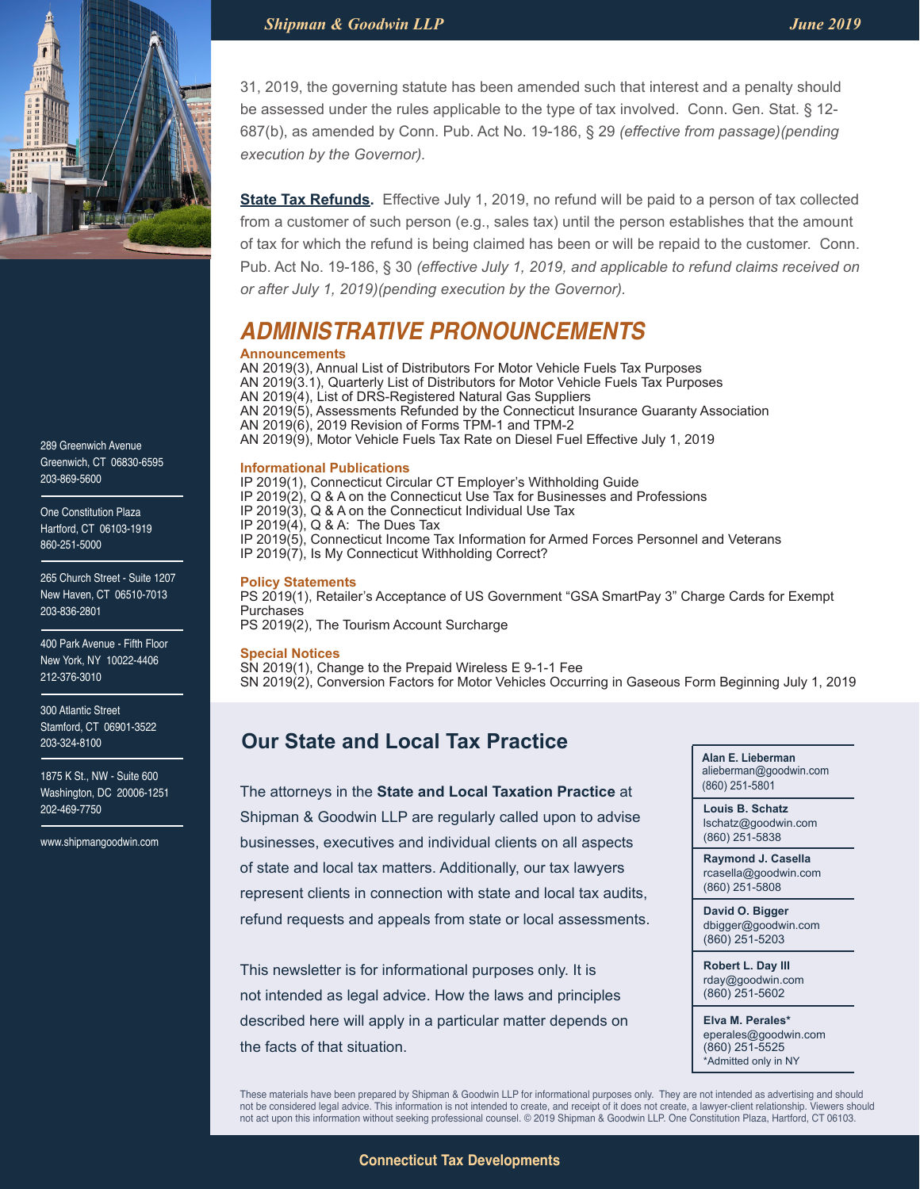31, 2019, the governing statute has been amended such that interest and a penalty should be assessed under the rules applicable to the type of tax involved. Conn. Gen. Stat. § 12-687(b), as amended by Conn. Pub. Act No. 19-186, § 29 *(effective from passage)(pending execution by the Governor).*

**State Tax Refunds.** Effective July 1, 2019, no refund will be paid to a person of tax collected from a customer of such person (e.g., sales tax) until the person establishes that the amount of tax for which the refund is being claimed has been or will be repaid to the customer. Conn. Pub. Act No. 19-186, § 30 *(effective July 1, 2019, and applicable to refund claims received on or after July 1, 2019)(pending execution by the Governor).*

## ADMINISTRATIVE PRONOUNCEMENTS

### Announcements

AN 2019(3), Annual List of Distributors For Motor Vehicle Fuels Tax Purposes
AN 2019(3.1), Quarterly List of Distributors for Motor Vehicle Fuels Tax Purposes
AN 2019(4), List of DRS-Registered Natural Gas Suppliers
AN 2019(5), Assessments Refunded by the Connecticut Insurance Guaranty Association
AN 2019(6), 2019 Revision of Forms TPM-1 and TPM-2
AN 2019(9), Motor Vehicle Fuels Tax Rate on Diesel Fuel Effective July 1, 2019

### Informational Publications

IP 2019(1), Connecticut Circular CT Employer's Withholding Guide
IP 2019(2), Q & A on the Connecticut Use Tax for Businesses and Professions
IP 2019(3), Q & A on the Connecticut Individual Use Tax
IP 2019(4), Q & A: The Dues Tax
IP 2019(5), Connecticut Income Tax Information for Armed Forces Personnel and Veterans
IP 2019(7), Is My Connecticut Withholding Correct?

### Policy Statements

PS 2019(1), Retailer's Acceptance of US Government "GSA SmartPay 3" Charge Cards for Exempt Purchases
PS 2019(2), The Tourism Account Surcharge

### Special Notices

SN 2019(1), Change to the Prepaid Wireless E 9-1-1 Fee
SN 2019(2), Conversion Factors for Motor Vehicles Occurring in Gaseous Form Beginning July 1, 2019

## Our State and Local Tax Practice

The attorneys in the **State and Local Taxation Practice** at Shipman & Goodwin LLP are regularly called upon to advise businesses, executives and individual clients on all aspects of state and local tax matters. Additionally, our tax lawyers represent clients in connection with state and local tax audits, refund requests and appeals from state or local assessments.

This newsletter is for informational purposes only. It is not intended as legal advice. How the laws and principles described here will apply in a particular matter depends on the facts of that situation.

**Alan E. Lieberman**
alieberman@goodwin.com
(860) 251-5801

**Louis B. Schatz**
lschatz@goodwin.com
(860) 251-5838

**Raymond J. Casella**
rcasella@goodwin.com
(860) 251-5808

**David O. Bigger**
dbigger@goodwin.com
(860) 251-5203

**Robert L. Day III**
rday@goodwin.com
(860) 251-5602

**Elva M. Perales***
eperales@goodwin.com
(860) 251-5525
*Admitted only in NY

289 Greenwich Avenue
Greenwich, CT 06830-6595
203-869-5600

One Constitution Plaza
Hartford, CT 06103-1919
860-251-5000

265 Church Street - Suite 1207
New Haven, CT 06510-7013
203-836-2801

400 Park Avenue - Fifth Floor
New York, NY 10022-4406
212-376-3010

300 Atlantic Street
Stamford, CT 06901-3522
203-324-8100

1875 K St., NW - Suite 600
Washington, DC 20006-1251
202-469-7750

www.shipmangoodwin.com

These materials have been prepared by Shipman & Goodwin LLP for informational purposes only. They are not intended as advertising and should not be considered legal advice. This information is not intended to create, and receipt of it does not create, a lawyer-client relationship. Viewers should not act upon this information without seeking professional counsel. © 2019 Shipman & Goodwin LLP. One Constitution Plaza, Hartford, CT 06103.